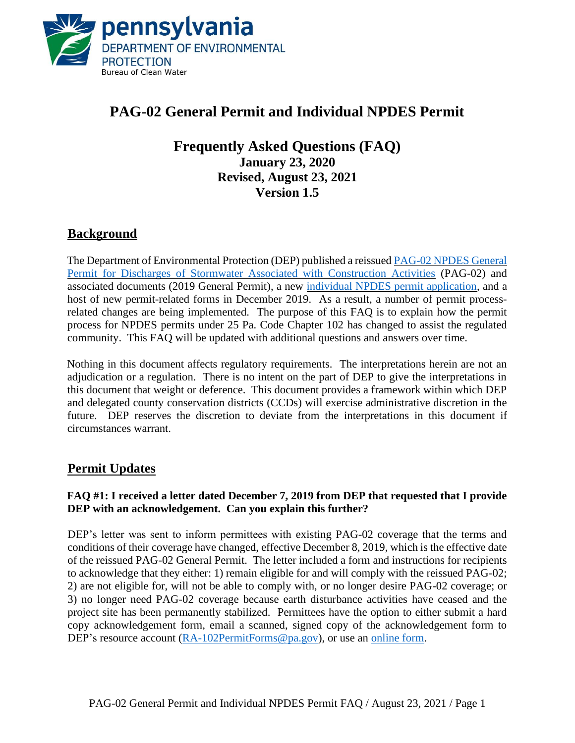pennsylvania
DEPARTMENT OF ENVIRONMENTAL PROTECTION
Bureau of Clean Water

# PAG-02 General Permit and Individual NPDES Permit

## Frequently Asked Questions (FAQ)

**January 23, 2020**
**Revised, August 23, 2021**
**Version 1.5**

## Background

The Department of Environmental Protection (DEP) published a reissued PAG-02 NPDES General Permit for Discharges of Stormwater Associated with Construction Activities (PAG-02) and associated documents (2019 General Permit), a new individual NPDES permit application, and a host of new permit-related forms in December 2019. As a result, a number of permit process-related changes are being implemented. The purpose of this FAQ is to explain how the permit process for NPDES permits under 25 Pa. Code Chapter 102 has changed to assist the regulated community. This FAQ will be updated with additional questions and answers over time.

Nothing in this document affects regulatory requirements. The interpretations herein are not an adjudication or a regulation. There is no intent on the part of DEP to give the interpretations in this document that weight or deference. This document provides a framework within which DEP and delegated county conservation districts (CCDs) will exercise administrative discretion in the future. DEP reserves the discretion to deviate from the interpretations in this document if circumstances warrant.

## Permit Updates

**FAQ #1: I received a letter dated December 7, 2019 from DEP that requested that I provide DEP with an acknowledgement. Can you explain this further?**

DEP's letter was sent to inform permittees with existing PAG-02 coverage that the terms and conditions of their coverage have changed, effective December 8, 2019, which is the effective date of the reissued PAG-02 General Permit. The letter included a form and instructions for recipients to acknowledge that they either: 1) remain eligible for and will comply with the reissued PAG-02; 2) are not eligible for, will not be able to comply with, or no longer desire PAG-02 coverage; or 3) no longer need PAG-02 coverage because earth disturbance activities have ceased and the project site has been permanently stabilized. Permittees have the option to either submit a hard copy acknowledgement form, email a scanned, signed copy of the acknowledgement form to DEP's resource account (RA-102PermitForms@pa.gov), or use an online form.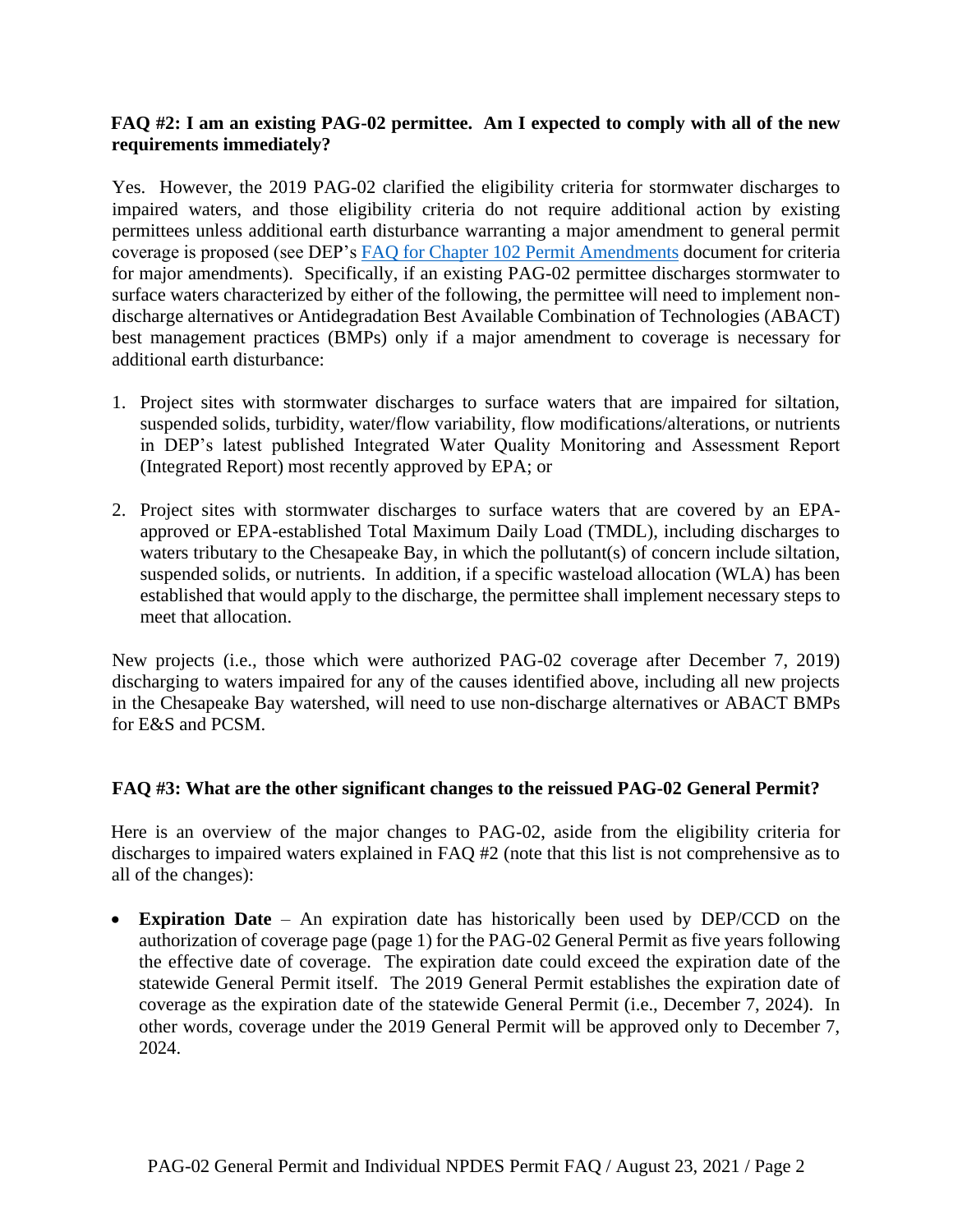**FAQ #2: I am an existing PAG-02 permittee. Am I expected to comply with all of the new requirements immediately?**

Yes. However, the 2019 PAG-02 clarified the eligibility criteria for stormwater discharges to impaired waters, and those eligibility criteria do not require additional action by existing permittees unless additional earth disturbance warranting a major amendment to general permit coverage is proposed (see DEP's [FAQ for Chapter 102 Permit Amendments] document for criteria for major amendments). Specifically, if an existing PAG-02 permittee discharges stormwater to surface waters characterized by either of the following, the permittee will need to implement non-discharge alternatives or Antidegradation Best Available Combination of Technologies (ABACT) best management practices (BMPs) only if a major amendment to coverage is necessary for additional earth disturbance:

1. Project sites with stormwater discharges to surface waters that are impaired for siltation, suspended solids, turbidity, water/flow variability, flow modifications/alterations, or nutrients in DEP's latest published Integrated Water Quality Monitoring and Assessment Report (Integrated Report) most recently approved by EPA; or

2. Project sites with stormwater discharges to surface waters that are covered by an EPA-approved or EPA-established Total Maximum Daily Load (TMDL), including discharges to waters tributary to the Chesapeake Bay, in which the pollutant(s) of concern include siltation, suspended solids, or nutrients. In addition, if a specific wasteload allocation (WLA) has been established that would apply to the discharge, the permittee shall implement necessary steps to meet that allocation.

New projects (i.e., those which were authorized PAG-02 coverage after December 7, 2019) discharging to waters impaired for any of the causes identified above, including all new projects in the Chesapeake Bay watershed, will need to use non-discharge alternatives or ABACT BMPs for E&S and PCSM.

**FAQ #3: What are the other significant changes to the reissued PAG-02 General Permit?**

Here is an overview of the major changes to PAG-02, aside from the eligibility criteria for discharges to impaired waters explained in FAQ #2 (note that this list is not comprehensive as to all of the changes):

- **Expiration Date** – An expiration date has historically been used by DEP/CCD on the authorization of coverage page (page 1) for the PAG-02 General Permit as five years following the effective date of coverage. The expiration date could exceed the expiration date of the statewide General Permit itself. The 2019 General Permit establishes the expiration date of coverage as the expiration date of the statewide General Permit (i.e., December 7, 2024). In other words, coverage under the 2019 General Permit will be approved only to December 7, 2024.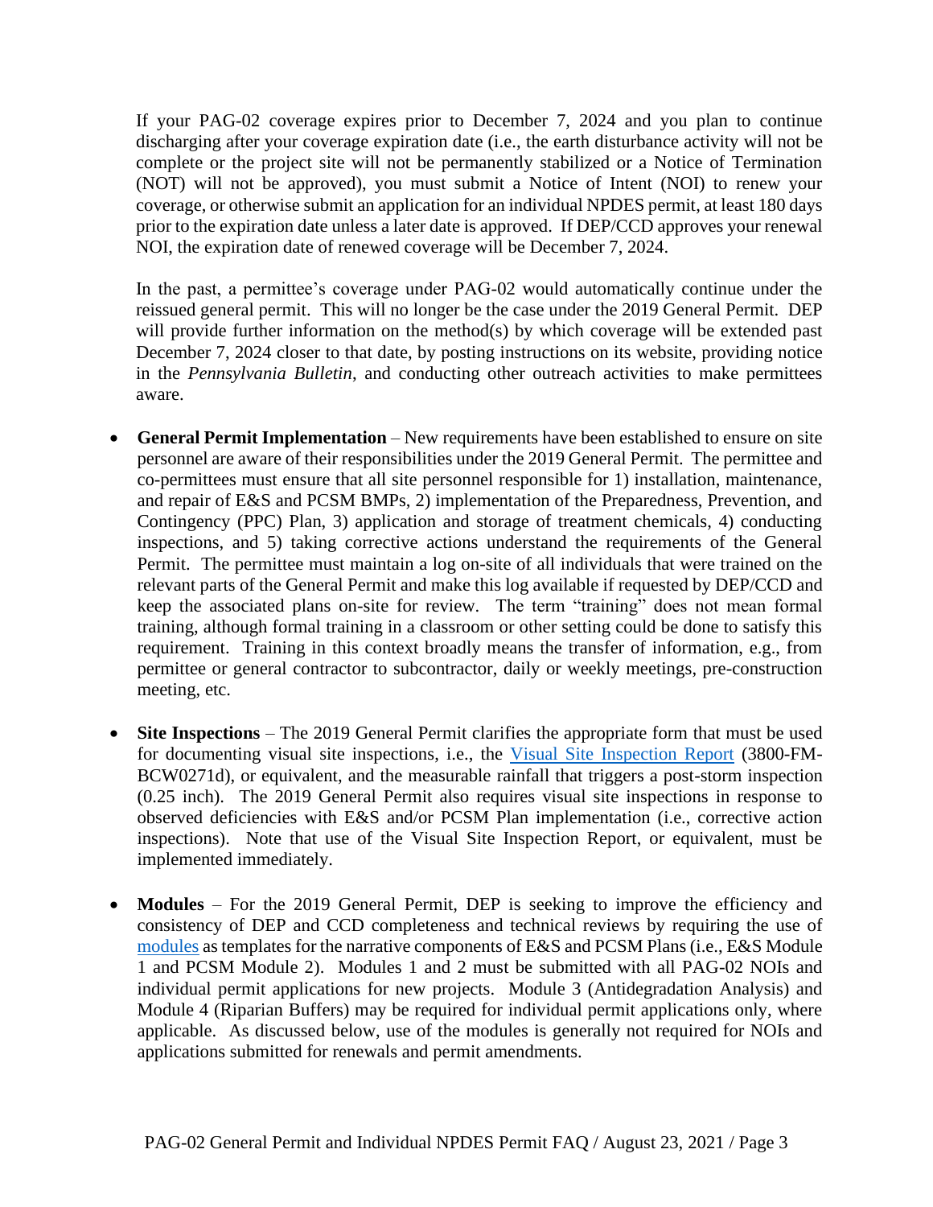If your PAG-02 coverage expires prior to December 7, 2024 and you plan to continue discharging after your coverage expiration date (i.e., the earth disturbance activity will not be complete or the project site will not be permanently stabilized or a Notice of Termination (NOT) will not be approved), you must submit a Notice of Intent (NOI) to renew your coverage, or otherwise submit an application for an individual NPDES permit, at least 180 days prior to the expiration date unless a later date is approved. If DEP/CCD approves your renewal NOI, the expiration date of renewed coverage will be December 7, 2024.

In the past, a permittee's coverage under PAG-02 would automatically continue under the reissued general permit. This will no longer be the case under the 2019 General Permit. DEP will provide further information on the method(s) by which coverage will be extended past December 7, 2024 closer to that date, by posting instructions on its website, providing notice in the *Pennsylvania Bulletin*, and conducting other outreach activities to make permittees aware.

- **General Permit Implementation** – New requirements have been established to ensure on site personnel are aware of their responsibilities under the 2019 General Permit. The permittee and co-permittees must ensure that all site personnel responsible for 1) installation, maintenance, and repair of E&S and PCSM BMPs, 2) implementation of the Preparedness, Prevention, and Contingency (PPC) Plan, 3) application and storage of treatment chemicals, 4) conducting inspections, and 5) taking corrective actions understand the requirements of the General Permit. The permittee must maintain a log on-site of all individuals that were trained on the relevant parts of the General Permit and make this log available if requested by DEP/CCD and keep the associated plans on-site for review. The term "training" does not mean formal training, although formal training in a classroom or other setting could be done to satisfy this requirement. Training in this context broadly means the transfer of information, e.g., from permittee or general contractor to subcontractor, daily or weekly meetings, pre-construction meeting, etc.

- **Site Inspections** – The 2019 General Permit clarifies the appropriate form that must be used for documenting visual site inspections, i.e., the Visual Site Inspection Report (3800-FM-BCW0271d), or equivalent, and the measurable rainfall that triggers a post-storm inspection (0.25 inch). The 2019 General Permit also requires visual site inspections in response to observed deficiencies with E&S and/or PCSM Plan implementation (i.e., corrective action inspections). Note that use of the Visual Site Inspection Report, or equivalent, must be implemented immediately.

- **Modules** – For the 2019 General Permit, DEP is seeking to improve the efficiency and consistency of DEP and CCD completeness and technical reviews by requiring the use of modules as templates for the narrative components of E&S and PCSM Plans (i.e., E&S Module 1 and PCSM Module 2). Modules 1 and 2 must be submitted with all PAG-02 NOIs and individual permit applications for new projects. Module 3 (Antidegradation Analysis) and Module 4 (Riparian Buffers) may be required for individual permit applications only, where applicable. As discussed below, use of the modules is generally not required for NOIs and applications submitted for renewals and permit amendments.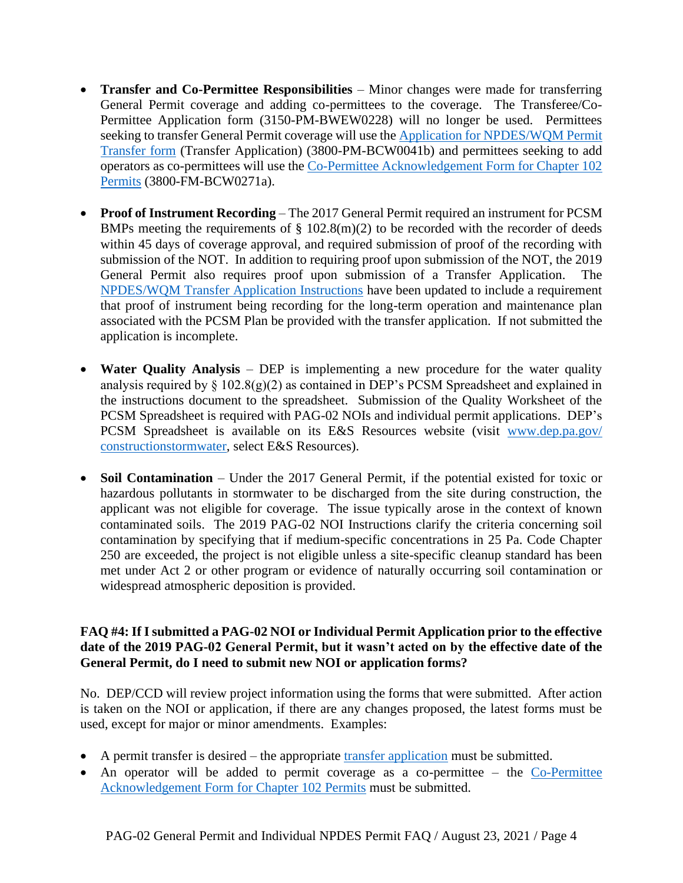- **Transfer and Co-Permittee Responsibilities** – Minor changes were made for transferring General Permit coverage and adding co-permittees to the coverage. The Transferee/Co-Permittee Application form (3150-PM-BWEW0228) will no longer be used. Permittees seeking to transfer General Permit coverage will use the Application for NPDES/WQM Permit Transfer form (Transfer Application) (3800-PM-BCW0041b) and permittees seeking to add operators as co-permittees will use the Co-Permittee Acknowledgement Form for Chapter 102 Permits (3800-FM-BCW0271a).

- **Proof of Instrument Recording** – The 2017 General Permit required an instrument for PCSM BMPs meeting the requirements of § 102.8(m)(2) to be recorded with the recorder of deeds within 45 days of coverage approval, and required submission of proof of the recording with submission of the NOT. In addition to requiring proof upon submission of the NOT, the 2019 General Permit also requires proof upon submission of a Transfer Application. The NPDES/WQM Transfer Application Instructions have been updated to include a requirement that proof of instrument being recording for the long-term operation and maintenance plan associated with the PCSM Plan be provided with the transfer application. If not submitted the application is incomplete.

- **Water Quality Analysis** – DEP is implementing a new procedure for the water quality analysis required by § 102.8(g)(2) as contained in DEP's PCSM Spreadsheet and explained in the instructions document to the spreadsheet. Submission of the Quality Worksheet of the PCSM Spreadsheet is required with PAG-02 NOIs and individual permit applications. DEP's PCSM Spreadsheet is available on its E&S Resources website (visit www.dep.pa.gov/constructionstormwater, select E&S Resources).

- **Soil Contamination** – Under the 2017 General Permit, if the potential existed for toxic or hazardous pollutants in stormwater to be discharged from the site during construction, the applicant was not eligible for coverage. The issue typically arose in the context of known contaminated soils. The 2019 PAG-02 NOI Instructions clarify the criteria concerning soil contamination by specifying that if medium-specific concentrations in 25 Pa. Code Chapter 250 are exceeded, the project is not eligible unless a site-specific cleanup standard has been met under Act 2 or other program or evidence of naturally occurring soil contamination or widespread atmospheric deposition is provided.

**FAQ #4: If I submitted a PAG-02 NOI or Individual Permit Application prior to the effective date of the 2019 PAG-02 General Permit, but it wasn't acted on by the effective date of the General Permit, do I need to submit new NOI or application forms?**

No. DEP/CCD will review project information using the forms that were submitted. After action is taken on the NOI or application, if there are any changes proposed, the latest forms must be used, except for major or minor amendments. Examples:

- A permit transfer is desired – the appropriate transfer application must be submitted.
- An operator will be added to permit coverage as a co-permittee – the Co-Permittee Acknowledgement Form for Chapter 102 Permits must be submitted.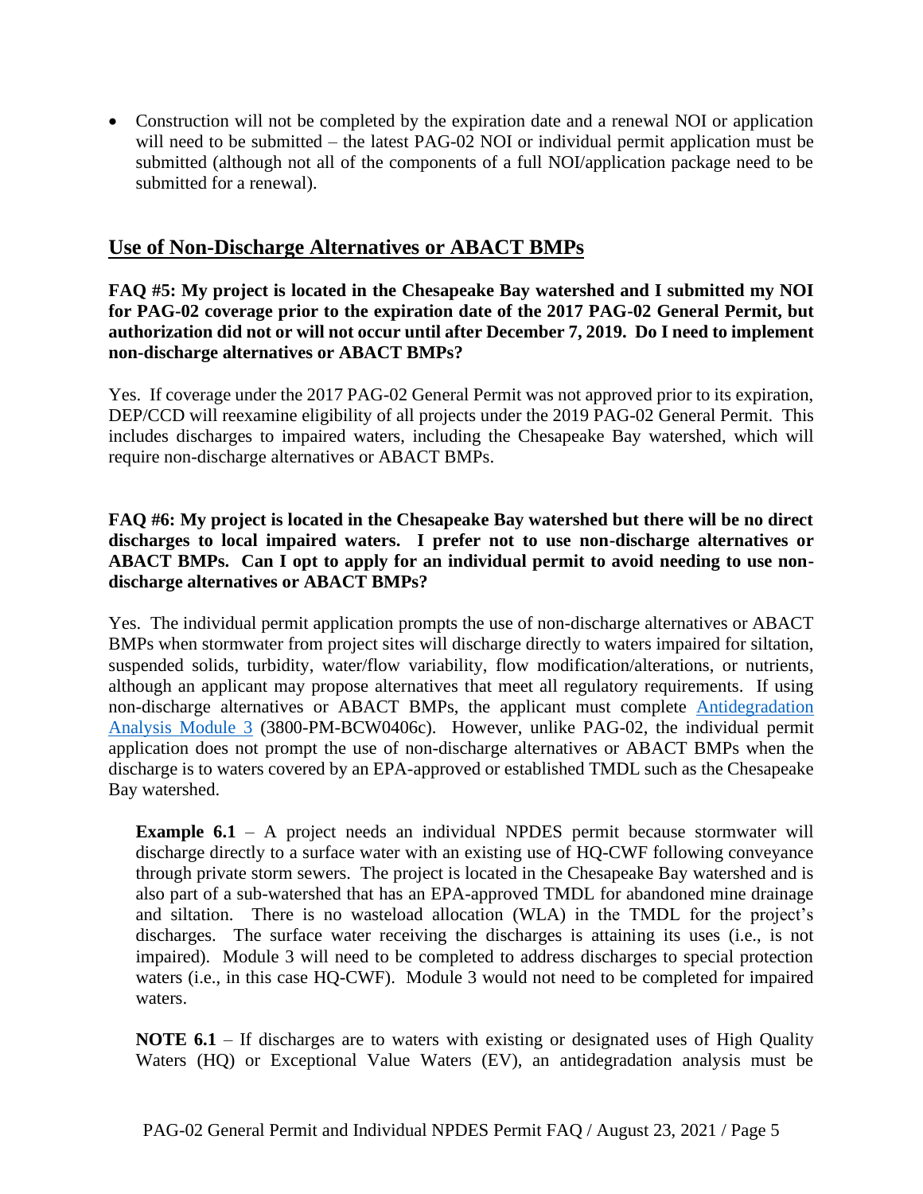- Construction will not be completed by the expiration date and a renewal NOI or application will need to be submitted – the latest PAG-02 NOI or individual permit application must be submitted (although not all of the components of a full NOI/application package need to be submitted for a renewal).

## Use of Non-Discharge Alternatives or ABACT BMPs

**FAQ #5: My project is located in the Chesapeake Bay watershed and I submitted my NOI for PAG-02 coverage prior to the expiration date of the 2017 PAG-02 General Permit, but authorization did not or will not occur until after December 7, 2019. Do I need to implement non-discharge alternatives or ABACT BMPs?**

Yes. If coverage under the 2017 PAG-02 General Permit was not approved prior to its expiration, DEP/CCD will reexamine eligibility of all projects under the 2019 PAG-02 General Permit. This includes discharges to impaired waters, including the Chesapeake Bay watershed, which will require non-discharge alternatives or ABACT BMPs.

**FAQ #6: My project is located in the Chesapeake Bay watershed but there will be no direct discharges to local impaired waters. I prefer not to use non-discharge alternatives or ABACT BMPs. Can I opt to apply for an individual permit to avoid needing to use non-discharge alternatives or ABACT BMPs?**

Yes. The individual permit application prompts the use of non-discharge alternatives or ABACT BMPs when stormwater from project sites will discharge directly to waters impaired for siltation, suspended solids, turbidity, water/flow variability, flow modification/alterations, or nutrients, although an applicant may propose alternatives that meet all regulatory requirements. If using non-discharge alternatives or ABACT BMPs, the applicant must complete Antidegradation Analysis Module 3 (3800-PM-BCW0406c). However, unlike PAG-02, the individual permit application does not prompt the use of non-discharge alternatives or ABACT BMPs when the discharge is to waters covered by an EPA-approved or established TMDL such as the Chesapeake Bay watershed.

> **Example 6.1** – A project needs an individual NPDES permit because stormwater will discharge directly to a surface water with an existing use of HQ-CWF following conveyance through private storm sewers. The project is located in the Chesapeake Bay watershed and is also part of a sub-watershed that has an EPA-approved TMDL for abandoned mine drainage and siltation. There is no wasteload allocation (WLA) in the TMDL for the project's discharges. The surface water receiving the discharges is attaining its uses (i.e., is not impaired). Module 3 will need to be completed to address discharges to special protection waters (i.e., in this case HQ-CWF). Module 3 would not need to be completed for impaired waters.
>
> **NOTE 6.1** – If discharges are to waters with existing or designated uses of High Quality Waters (HQ) or Exceptional Value Waters (EV), an antidegradation analysis must be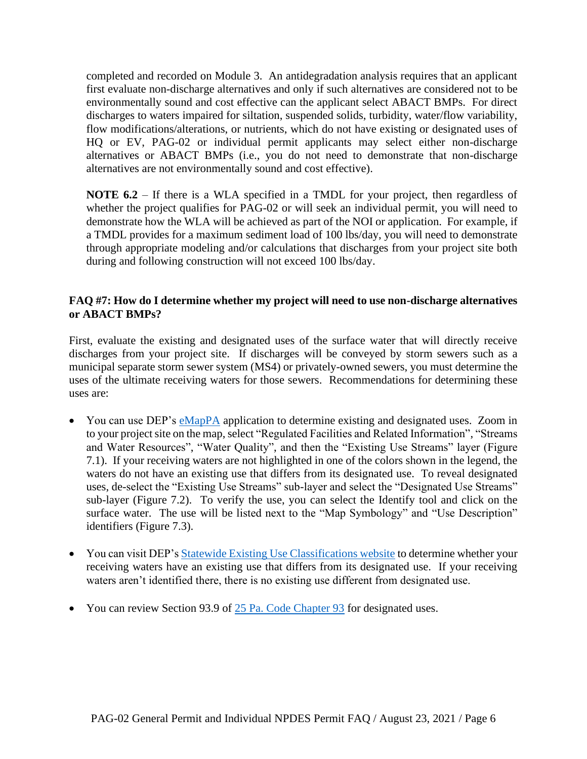completed and recorded on Module 3. An antidegradation analysis requires that an applicant first evaluate non-discharge alternatives and only if such alternatives are considered not to be environmentally sound and cost effective can the applicant select ABACT BMPs. For direct discharges to waters impaired for siltation, suspended solids, turbidity, water/flow variability, flow modifications/alterations, or nutrients, which do not have existing or designated uses of HQ or EV, PAG-02 or individual permit applicants may select either non-discharge alternatives or ABACT BMPs (i.e., you do not need to demonstrate that non-discharge alternatives are not environmentally sound and cost effective).

**NOTE 6.2** – If there is a WLA specified in a TMDL for your project, then regardless of whether the project qualifies for PAG-02 or will seek an individual permit, you will need to demonstrate how the WLA will be achieved as part of the NOI or application. For example, if a TMDL provides for a maximum sediment load of 100 lbs/day, you will need to demonstrate through appropriate modeling and/or calculations that discharges from your project site both during and following construction will not exceed 100 lbs/day.

### FAQ #7: How do I determine whether my project will need to use non-discharge alternatives or ABACT BMPs?

First, evaluate the existing and designated uses of the surface water that will directly receive discharges from your project site. If discharges will be conveyed by storm sewers such as a municipal separate storm sewer system (MS4) or privately-owned sewers, you must determine the uses of the ultimate receiving waters for those sewers. Recommendations for determining these uses are:

- You can use DEP's eMapPA application to determine existing and designated uses. Zoom in to your project site on the map, select "Regulated Facilities and Related Information", "Streams and Water Resources", "Water Quality", and then the "Existing Use Streams" layer (Figure 7.1). If your receiving waters are not highlighted in one of the colors shown in the legend, the waters do not have an existing use that differs from its designated use. To reveal designated uses, de-select the "Existing Use Streams" sub-layer and select the "Designated Use Streams" sub-layer (Figure 7.2). To verify the use, you can select the Identify tool and click on the surface water. The use will be listed next to the "Map Symbology" and "Use Description" identifiers (Figure 7.3).

- You can visit DEP's Statewide Existing Use Classifications website to determine whether your receiving waters have an existing use that differs from its designated use. If your receiving waters aren't identified there, there is no existing use different from designated use.

- You can review Section 93.9 of 25 Pa. Code Chapter 93 for designated uses.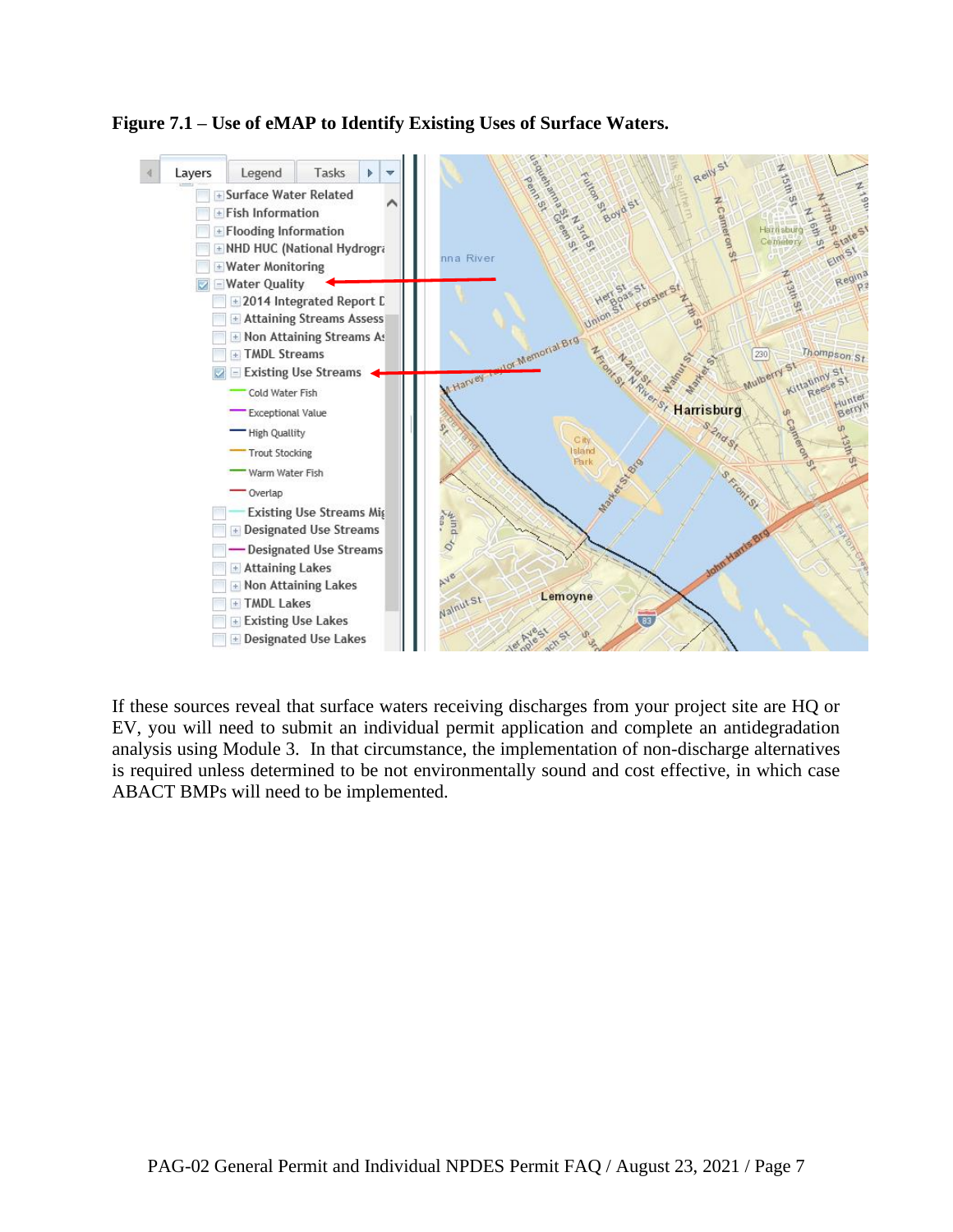**Figure 7.1 – Use of eMAP to Identify Existing Uses of Surface Waters.**

If these sources reveal that surface waters receiving discharges from your project site are HQ or EV, you will need to submit an individual permit application and complete an antidegradation analysis using Module 3. In that circumstance, the implementation of non-discharge alternatives is required unless determined to be not environmentally sound and cost effective, in which case ABACT BMPs will need to be implemented.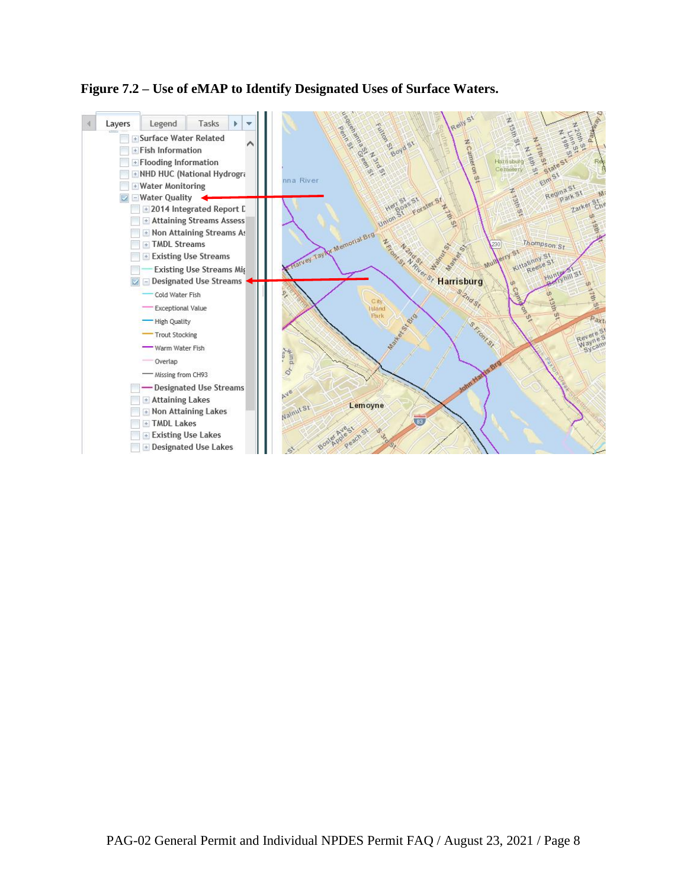**Figure 7.2 – Use of eMAP to Identify Designated Uses of Surface Waters.**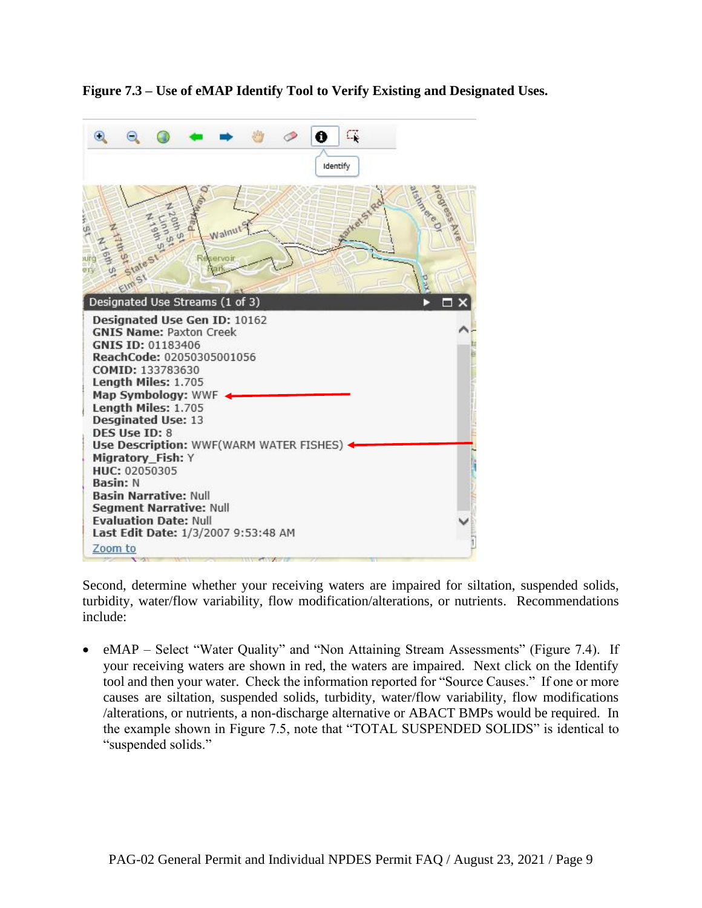**Figure 7.3 – Use of eMAP Identify Tool to Verify Existing and Designated Uses.**

Second, determine whether your receiving waters are impaired for siltation, suspended solids, turbidity, water/flow variability, flow modification/alterations, or nutrients. Recommendations include:

- eMAP – Select "Water Quality" and "Non Attaining Stream Assessments" (Figure 7.4). If your receiving waters are shown in red, the waters are impaired. Next click on the Identify tool and then your water. Check the information reported for "Source Causes." If one or more causes are siltation, suspended solids, turbidity, water/flow variability, flow modifications /alterations, or nutrients, a non-discharge alternative or ABACT BMPs would be required. In the example shown in Figure 7.5, note that "TOTAL SUSPENDED SOLIDS" is identical to "suspended solids."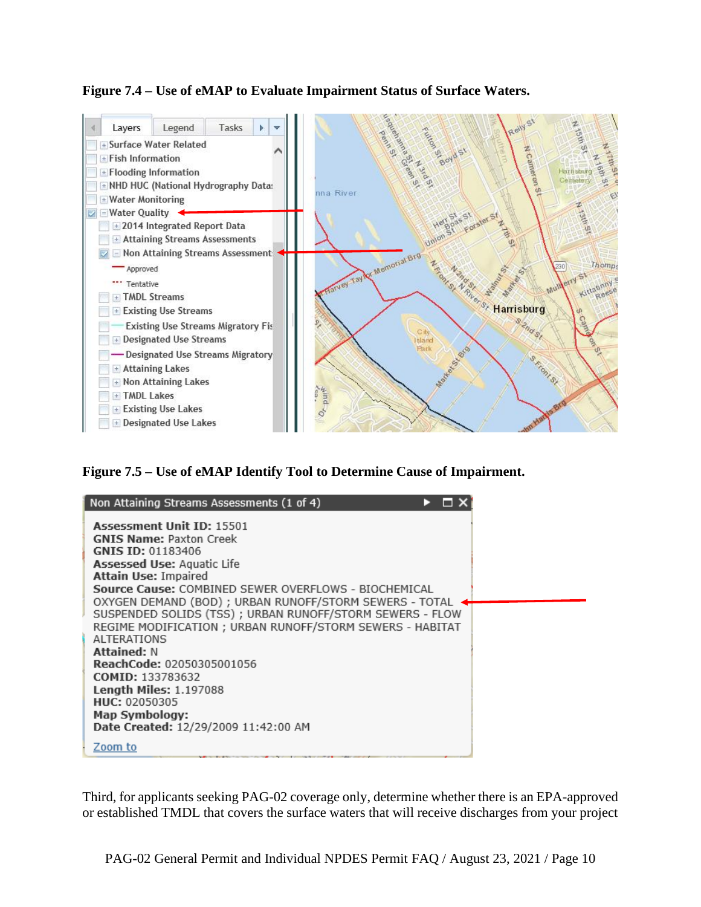**Figure 7.4 – Use of eMAP to Evaluate Impairment Status of Surface Waters.**

**Figure 7.5 – Use of eMAP Identify Tool to Determine Cause of Impairment.**

Third, for applicants seeking PAG-02 coverage only, determine whether there is an EPA-approved or established TMDL that covers the surface waters that will receive discharges from your project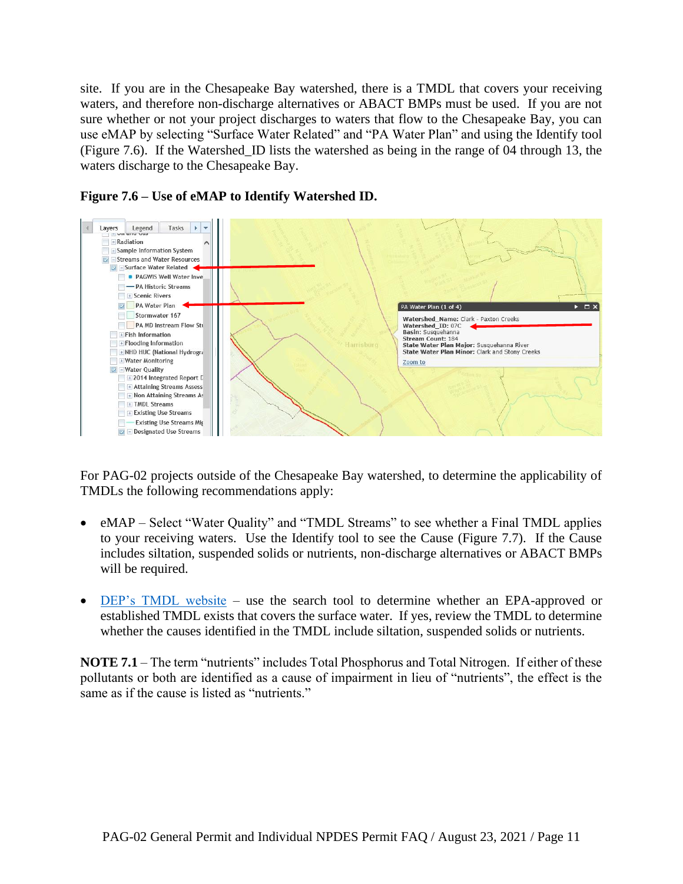site. If you are in the Chesapeake Bay watershed, there is a TMDL that covers your receiving waters, and therefore non-discharge alternatives or ABACT BMPs must be used. If you are not sure whether or not your project discharges to waters that flow to the Chesapeake Bay, you can use eMAP by selecting "Surface Water Related" and "PA Water Plan" and using the Identify tool (Figure 7.6). If the Watershed_ID lists the watershed as being in the range of 04 through 13, the waters discharge to the Chesapeake Bay.

**Figure 7.6 – Use of eMAP to Identify Watershed ID.**

For PAG-02 projects outside of the Chesapeake Bay watershed, to determine the applicability of TMDLs the following recommendations apply:

- eMAP – Select "Water Quality" and "TMDL Streams" to see whether a Final TMDL applies to your receiving waters. Use the Identify tool to see the Cause (Figure 7.7). If the Cause includes siltation, suspended solids or nutrients, non-discharge alternatives or ABACT BMPs will be required.

- DEP's TMDL website – use the search tool to determine whether an EPA-approved or established TMDL exists that covers the surface water. If yes, review the TMDL to determine whether the causes identified in the TMDL include siltation, suspended solids or nutrients.

**NOTE 7.1** – The term "nutrients" includes Total Phosphorus and Total Nitrogen. If either of these pollutants or both are identified as a cause of impairment in lieu of "nutrients", the effect is the same as if the cause is listed as "nutrients."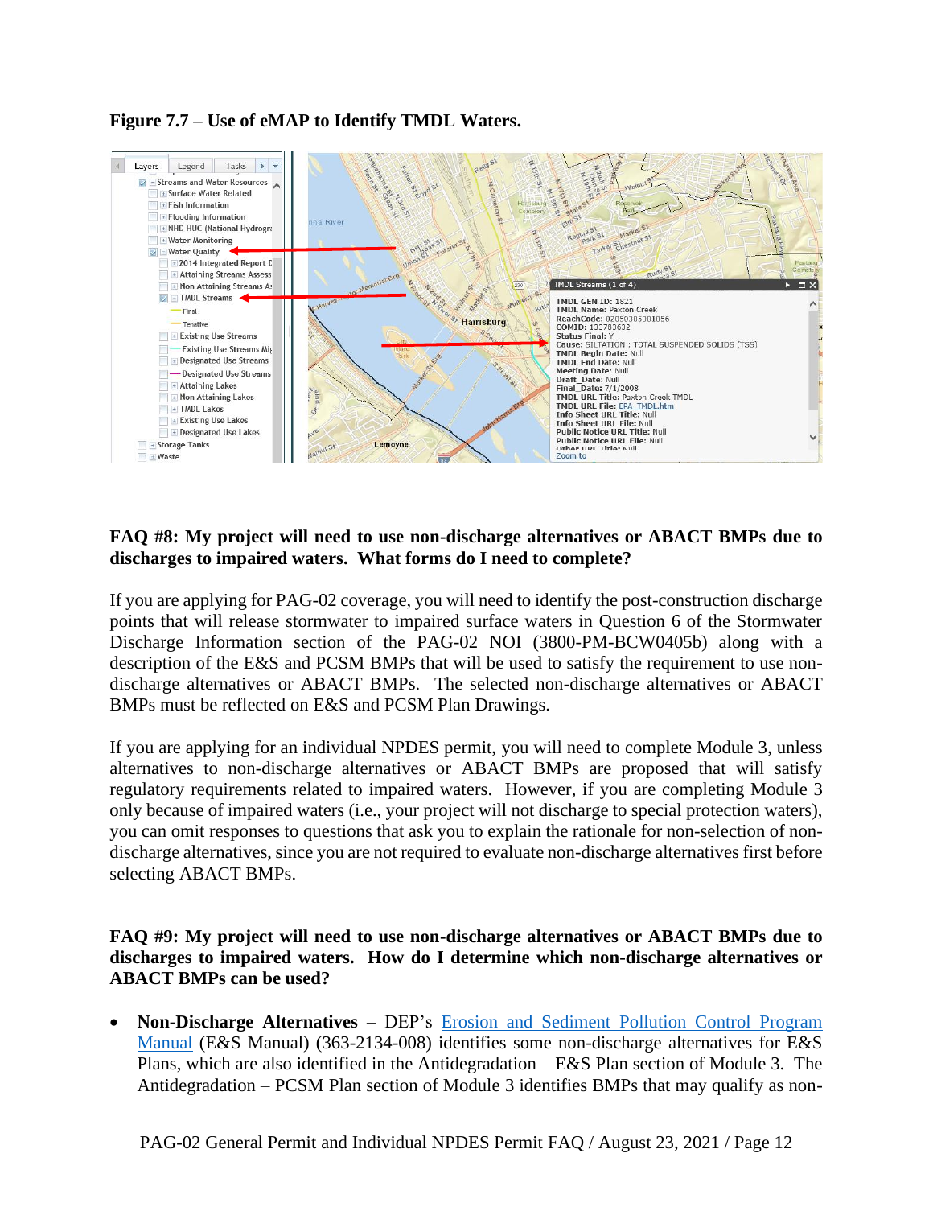**Figure 7.7 – Use of eMAP to Identify TMDL Waters.**

**FAQ #8: My project will need to use non-discharge alternatives or ABACT BMPs due to discharges to impaired waters. What forms do I need to complete?**

If you are applying for PAG-02 coverage, you will need to identify the post-construction discharge points that will release stormwater to impaired surface waters in Question 6 of the Stormwater Discharge Information section of the PAG-02 NOI (3800-PM-BCW0405b) along with a description of the E&S and PCSM BMPs that will be used to satisfy the requirement to use non-discharge alternatives or ABACT BMPs. The selected non-discharge alternatives or ABACT BMPs must be reflected on E&S and PCSM Plan Drawings.

If you are applying for an individual NPDES permit, you will need to complete Module 3, unless alternatives to non-discharge alternatives or ABACT BMPs are proposed that will satisfy regulatory requirements related to impaired waters. However, if you are completing Module 3 only because of impaired waters (i.e., your project will not discharge to special protection waters), you can omit responses to questions that ask you to explain the rationale for non-selection of non-discharge alternatives, since you are not required to evaluate non-discharge alternatives first before selecting ABACT BMPs.

**FAQ #9: My project will need to use non-discharge alternatives or ABACT BMPs due to discharges to impaired waters. How do I determine which non-discharge alternatives or ABACT BMPs can be used?**

- **Non-Discharge Alternatives** – DEP's Erosion and Sediment Pollution Control Program Manual (E&S Manual) (363-2134-008) identifies some non-discharge alternatives for E&S Plans, which are also identified in the Antidegradation – E&S Plan section of Module 3. The Antidegradation – PCSM Plan section of Module 3 identifies BMPs that may qualify as non-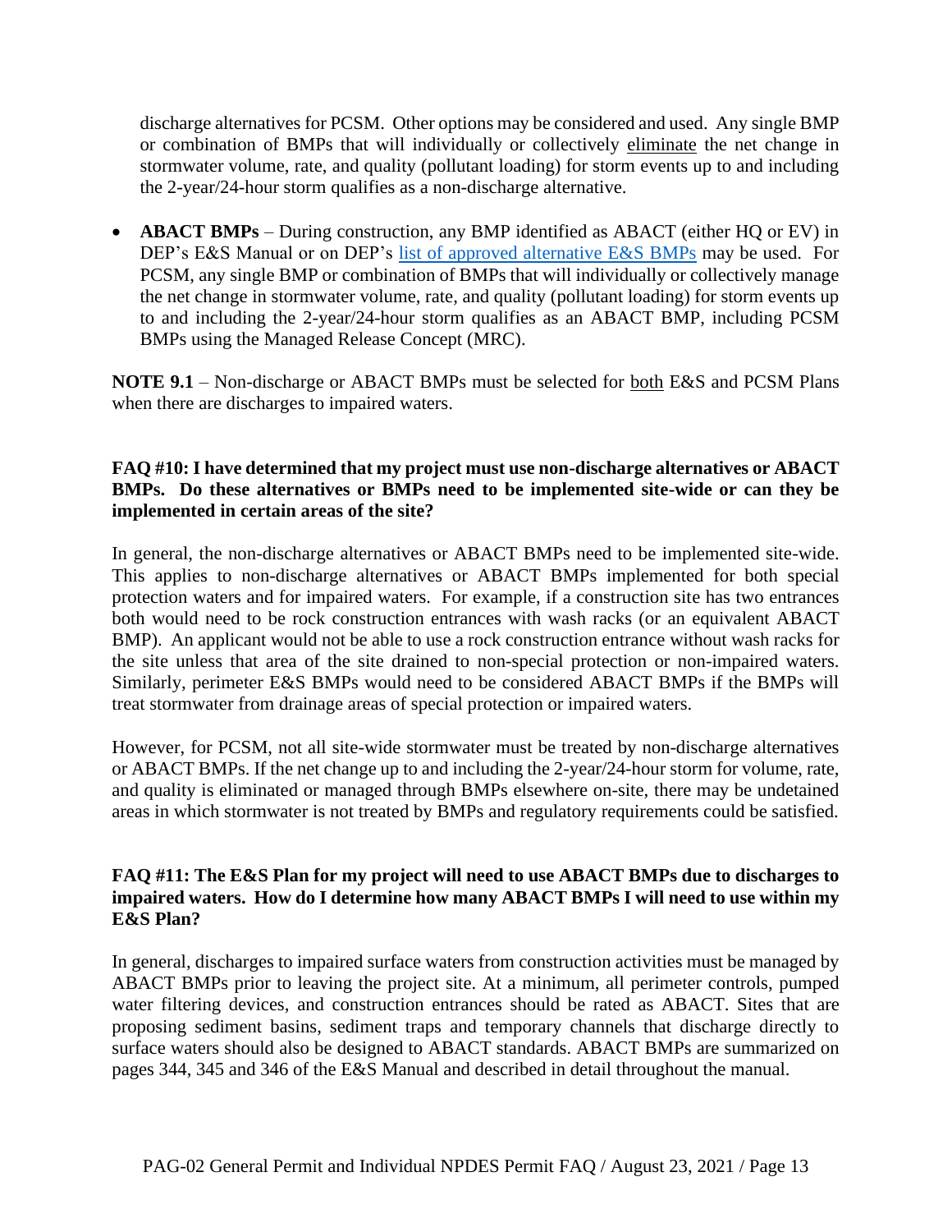discharge alternatives for PCSM. Other options may be considered and used. Any single BMP or combination of BMPs that will individually or collectively eliminate the net change in stormwater volume, rate, and quality (pollutant loading) for storm events up to and including the 2-year/24-hour storm qualifies as a non-discharge alternative.

- **ABACT BMPs** – During construction, any BMP identified as ABACT (either HQ or EV) in DEP's E&S Manual or on DEP's list of approved alternative E&S BMPs may be used. For PCSM, any single BMP or combination of BMPs that will individually or collectively manage the net change in stormwater volume, rate, and quality (pollutant loading) for storm events up to and including the 2-year/24-hour storm qualifies as an ABACT BMP, including PCSM BMPs using the Managed Release Concept (MRC).

**NOTE 9.1** – Non-discharge or ABACT BMPs must be selected for both E&S and PCSM Plans when there are discharges to impaired waters.

### FAQ #10: I have determined that my project must use non-discharge alternatives or ABACT BMPs. Do these alternatives or BMPs need to be implemented site-wide or can they be implemented in certain areas of the site?

In general, the non-discharge alternatives or ABACT BMPs need to be implemented site-wide. This applies to non-discharge alternatives or ABACT BMPs implemented for both special protection waters and for impaired waters. For example, if a construction site has two entrances both would need to be rock construction entrances with wash racks (or an equivalent ABACT BMP). An applicant would not be able to use a rock construction entrance without wash racks for the site unless that area of the site drained to non-special protection or non-impaired waters. Similarly, perimeter E&S BMPs would need to be considered ABACT BMPs if the BMPs will treat stormwater from drainage areas of special protection or impaired waters.

However, for PCSM, not all site-wide stormwater must be treated by non-discharge alternatives or ABACT BMPs. If the net change up to and including the 2-year/24-hour storm for volume, rate, and quality is eliminated or managed through BMPs elsewhere on-site, there may be undetained areas in which stormwater is not treated by BMPs and regulatory requirements could be satisfied.

### FAQ #11: The E&S Plan for my project will need to use ABACT BMPs due to discharges to impaired waters. How do I determine how many ABACT BMPs I will need to use within my E&S Plan?

In general, discharges to impaired surface waters from construction activities must be managed by ABACT BMPs prior to leaving the project site. At a minimum, all perimeter controls, pumped water filtering devices, and construction entrances should be rated as ABACT. Sites that are proposing sediment basins, sediment traps and temporary channels that discharge directly to surface waters should also be designed to ABACT standards. ABACT BMPs are summarized on pages 344, 345 and 346 of the E&S Manual and described in detail throughout the manual.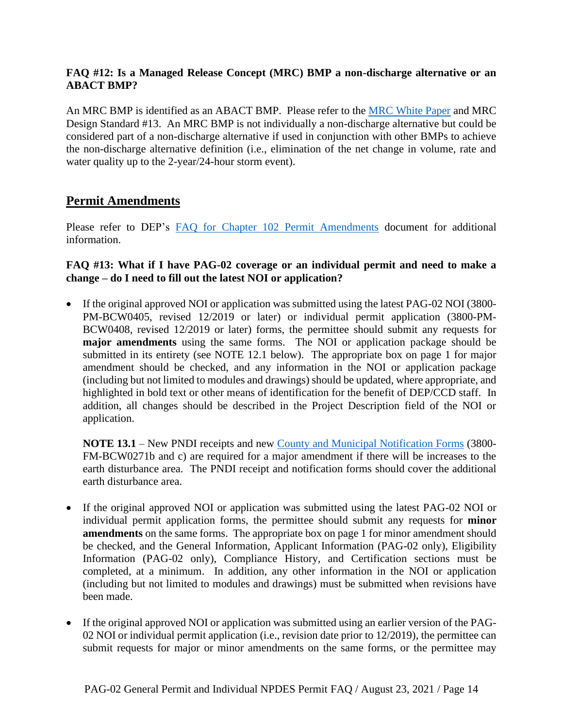**FAQ #12: Is a Managed Release Concept (MRC) BMP a non-discharge alternative or an ABACT BMP?**

An MRC BMP is identified as an ABACT BMP. Please refer to the [MRC White Paper] and MRC Design Standard #13. An MRC BMP is not individually a non-discharge alternative but could be considered part of a non-discharge alternative if used in conjunction with other BMPs to achieve the non-discharge alternative definition (i.e., elimination of the net change in volume, rate and water quality up to the 2-year/24-hour storm event).

## Permit Amendments

Please refer to DEP's [FAQ for Chapter 102 Permit Amendments] document for additional information.

**FAQ #13: What if I have PAG-02 coverage or an individual permit and need to make a change – do I need to fill out the latest NOI or application?**

- If the original approved NOI or application was submitted using the latest PAG-02 NOI (3800-PM-BCW0405, revised 12/2019 or later) or individual permit application (3800-PM-BCW0408, revised 12/2019 or later) forms, the permittee should submit any requests for **major amendments** using the same forms. The NOI or application package should be submitted in its entirety (see NOTE 12.1 below). The appropriate box on page 1 for major amendment should be checked, and any information in the NOI or application package (including but not limited to modules and drawings) should be updated, where appropriate, and highlighted in bold text or other means of identification for the benefit of DEP/CCD staff. In addition, all changes should be described in the Project Description field of the NOI or application.

  **NOTE 13.1** – New PNDI receipts and new [County and Municipal Notification Forms] (3800-FM-BCW0271b and c) are required for a major amendment if there will be increases to the earth disturbance area. The PNDI receipt and notification forms should cover the additional earth disturbance area.

- If the original approved NOI or application was submitted using the latest PAG-02 NOI or individual permit application forms, the permittee should submit any requests for **minor amendments** on the same forms. The appropriate box on page 1 for minor amendment should be checked, and the General Information, Applicant Information (PAG-02 only), Eligibility Information (PAG-02 only), Compliance History, and Certification sections must be completed, at a minimum. In addition, any other information in the NOI or application (including but not limited to modules and drawings) must be submitted when revisions have been made.

- If the original approved NOI or application was submitted using an earlier version of the PAG-02 NOI or individual permit application (i.e., revision date prior to 12/2019), the permittee can submit requests for major or minor amendments on the same forms, or the permittee may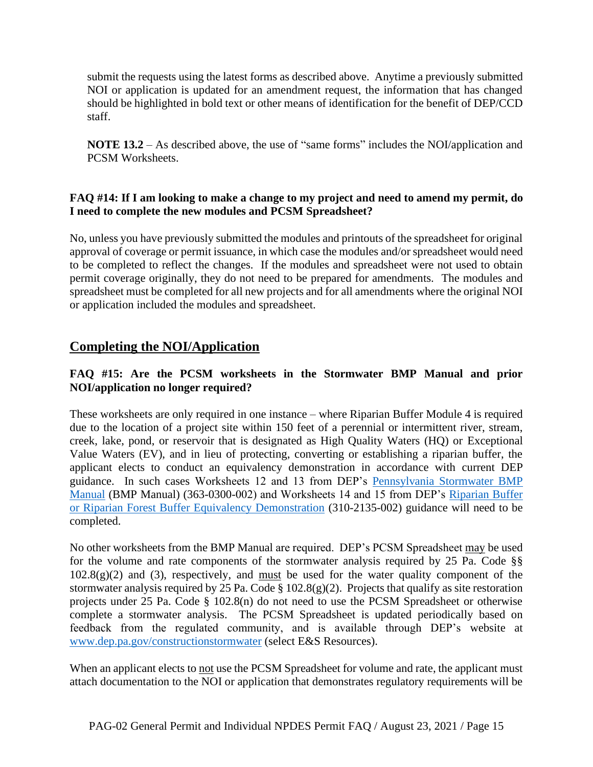submit the requests using the latest forms as described above. Anytime a previously submitted NOI or application is updated for an amendment request, the information that has changed should be highlighted in bold text or other means of identification for the benefit of DEP/CCD staff.

**NOTE 13.2** – As described above, the use of "same forms" includes the NOI/application and PCSM Worksheets.

### FAQ #14: If I am looking to make a change to my project and need to amend my permit, do I need to complete the new modules and PCSM Spreadsheet?

No, unless you have previously submitted the modules and printouts of the spreadsheet for original approval of coverage or permit issuance, in which case the modules and/or spreadsheet would need to be completed to reflect the changes. If the modules and spreadsheet were not used to obtain permit coverage originally, they do not need to be prepared for amendments. The modules and spreadsheet must be completed for all new projects and for all amendments where the original NOI or application included the modules and spreadsheet.

## Completing the NOI/Application

### FAQ #15: Are the PCSM worksheets in the Stormwater BMP Manual and prior NOI/application no longer required?

These worksheets are only required in one instance – where Riparian Buffer Module 4 is required due to the location of a project site within 150 feet of a perennial or intermittent river, stream, creek, lake, pond, or reservoir that is designated as High Quality Waters (HQ) or Exceptional Value Waters (EV), and in lieu of protecting, converting or establishing a riparian buffer, the applicant elects to conduct an equivalency demonstration in accordance with current DEP guidance. In such cases Worksheets 12 and 13 from DEP's Pennsylvania Stormwater BMP Manual (BMP Manual) (363-0300-002) and Worksheets 14 and 15 from DEP's Riparian Buffer or Riparian Forest Buffer Equivalency Demonstration (310-2135-002) guidance will need to be completed.

No other worksheets from the BMP Manual are required. DEP's PCSM Spreadsheet may be used for the volume and rate components of the stormwater analysis required by 25 Pa. Code §§ 102.8(g)(2) and (3), respectively, and must be used for the water quality component of the stormwater analysis required by 25 Pa. Code § 102.8(g)(2). Projects that qualify as site restoration projects under 25 Pa. Code § 102.8(n) do not need to use the PCSM Spreadsheet or otherwise complete a stormwater analysis. The PCSM Spreadsheet is updated periodically based on feedback from the regulated community, and is available through DEP's website at www.dep.pa.gov/constructionstormwater (select E&S Resources).

When an applicant elects to not use the PCSM Spreadsheet for volume and rate, the applicant must attach documentation to the NOI or application that demonstrates regulatory requirements will be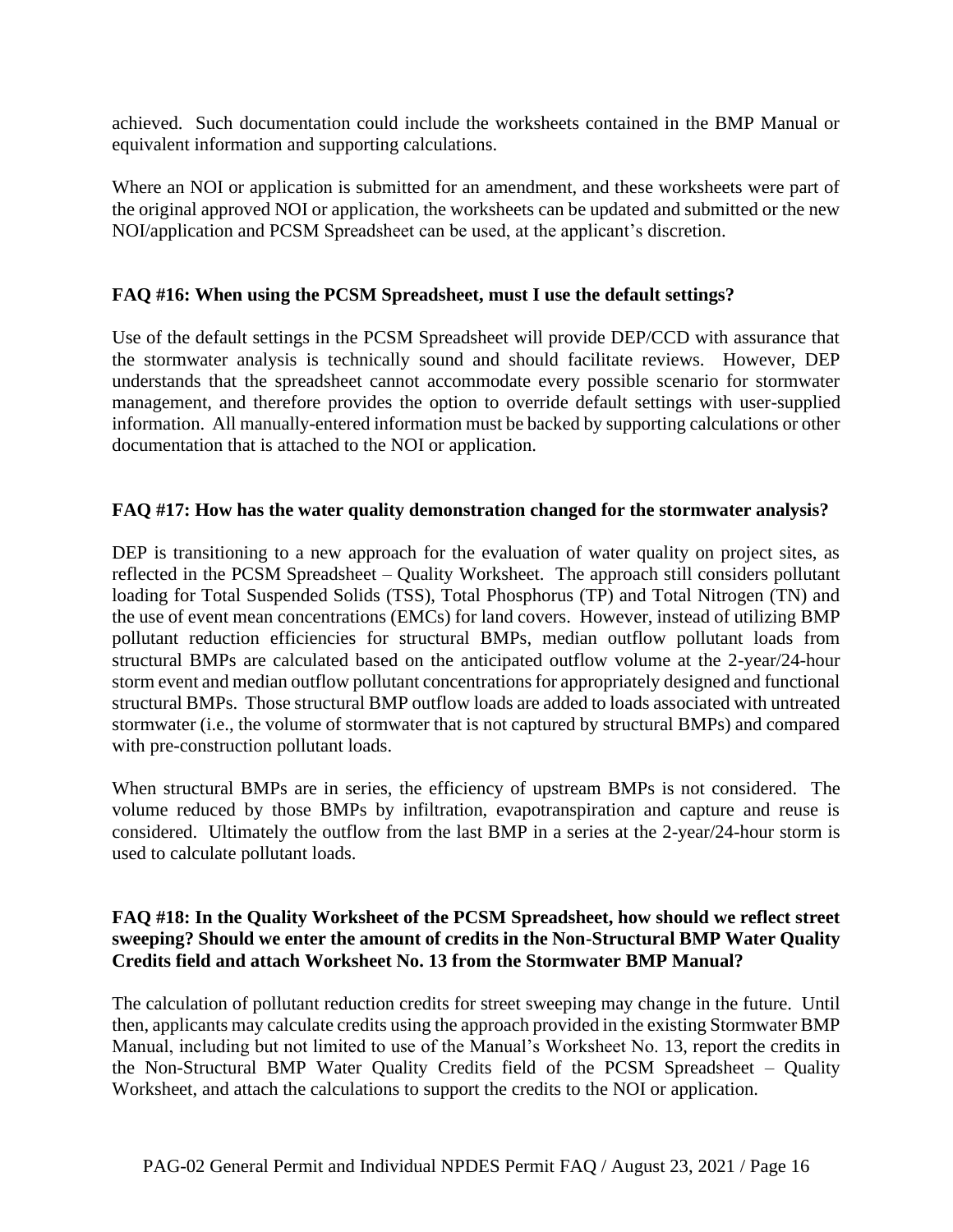achieved. Such documentation could include the worksheets contained in the BMP Manual or equivalent information and supporting calculations.

Where an NOI or application is submitted for an amendment, and these worksheets were part of the original approved NOI or application, the worksheets can be updated and submitted or the new NOI/application and PCSM Spreadsheet can be used, at the applicant's discretion.

**FAQ #16: When using the PCSM Spreadsheet, must I use the default settings?**

Use of the default settings in the PCSM Spreadsheet will provide DEP/CCD with assurance that the stormwater analysis is technically sound and should facilitate reviews. However, DEP understands that the spreadsheet cannot accommodate every possible scenario for stormwater management, and therefore provides the option to override default settings with user-supplied information. All manually-entered information must be backed by supporting calculations or other documentation that is attached to the NOI or application.

**FAQ #17: How has the water quality demonstration changed for the stormwater analysis?**

DEP is transitioning to a new approach for the evaluation of water quality on project sites, as reflected in the PCSM Spreadsheet – Quality Worksheet. The approach still considers pollutant loading for Total Suspended Solids (TSS), Total Phosphorus (TP) and Total Nitrogen (TN) and the use of event mean concentrations (EMCs) for land covers. However, instead of utilizing BMP pollutant reduction efficiencies for structural BMPs, median outflow pollutant loads from structural BMPs are calculated based on the anticipated outflow volume at the 2-year/24-hour storm event and median outflow pollutant concentrations for appropriately designed and functional structural BMPs. Those structural BMP outflow loads are added to loads associated with untreated stormwater (i.e., the volume of stormwater that is not captured by structural BMPs) and compared with pre-construction pollutant loads.

When structural BMPs are in series, the efficiency of upstream BMPs is not considered. The volume reduced by those BMPs by infiltration, evapotranspiration and capture and reuse is considered. Ultimately the outflow from the last BMP in a series at the 2-year/24-hour storm is used to calculate pollutant loads.

**FAQ #18: In the Quality Worksheet of the PCSM Spreadsheet, how should we reflect street sweeping? Should we enter the amount of credits in the Non-Structural BMP Water Quality Credits field and attach Worksheet No. 13 from the Stormwater BMP Manual?**

The calculation of pollutant reduction credits for street sweeping may change in the future. Until then, applicants may calculate credits using the approach provided in the existing Stormwater BMP Manual, including but not limited to use of the Manual's Worksheet No. 13, report the credits in the Non-Structural BMP Water Quality Credits field of the PCSM Spreadsheet – Quality Worksheet, and attach the calculations to support the credits to the NOI or application.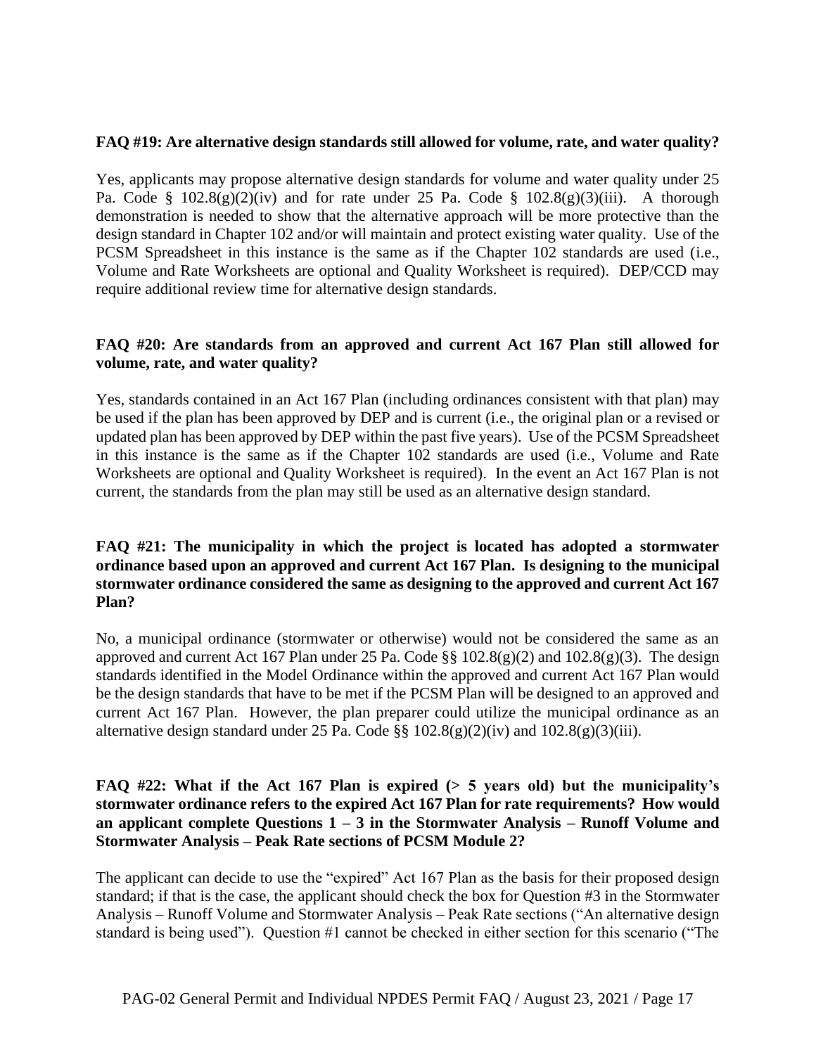**FAQ #19: Are alternative design standards still allowed for volume, rate, and water quality?**

Yes, applicants may propose alternative design standards for volume and water quality under 25 Pa. Code § 102.8(g)(2)(iv) and for rate under 25 Pa. Code § 102.8(g)(3)(iii). A thorough demonstration is needed to show that the alternative approach will be more protective than the design standard in Chapter 102 and/or will maintain and protect existing water quality. Use of the PCSM Spreadsheet in this instance is the same as if the Chapter 102 standards are used (i.e., Volume and Rate Worksheets are optional and Quality Worksheet is required). DEP/CCD may require additional review time for alternative design standards.

**FAQ #20: Are standards from an approved and current Act 167 Plan still allowed for volume, rate, and water quality?**

Yes, standards contained in an Act 167 Plan (including ordinances consistent with that plan) may be used if the plan has been approved by DEP and is current (i.e., the original plan or a revised or updated plan has been approved by DEP within the past five years). Use of the PCSM Spreadsheet in this instance is the same as if the Chapter 102 standards are used (i.e., Volume and Rate Worksheets are optional and Quality Worksheet is required). In the event an Act 167 Plan is not current, the standards from the plan may still be used as an alternative design standard.

**FAQ #21: The municipality in which the project is located has adopted a stormwater ordinance based upon an approved and current Act 167 Plan. Is designing to the municipal stormwater ordinance considered the same as designing to the approved and current Act 167 Plan?**

No, a municipal ordinance (stormwater or otherwise) would not be considered the same as an approved and current Act 167 Plan under 25 Pa. Code §§ 102.8(g)(2) and 102.8(g)(3). The design standards identified in the Model Ordinance within the approved and current Act 167 Plan would be the design standards that have to be met if the PCSM Plan will be designed to an approved and current Act 167 Plan. However, the plan preparer could utilize the municipal ordinance as an alternative design standard under 25 Pa. Code §§ 102.8(g)(2)(iv) and 102.8(g)(3)(iii).

**FAQ #22: What if the Act 167 Plan is expired (> 5 years old) but the municipality's stormwater ordinance refers to the expired Act 167 Plan for rate requirements? How would an applicant complete Questions 1 – 3 in the Stormwater Analysis – Runoff Volume and Stormwater Analysis – Peak Rate sections of PCSM Module 2?**

The applicant can decide to use the "expired" Act 167 Plan as the basis for their proposed design standard; if that is the case, the applicant should check the box for Question #3 in the Stormwater Analysis – Runoff Volume and Stormwater Analysis – Peak Rate sections ("An alternative design standard is being used"). Question #1 cannot be checked in either section for this scenario ("The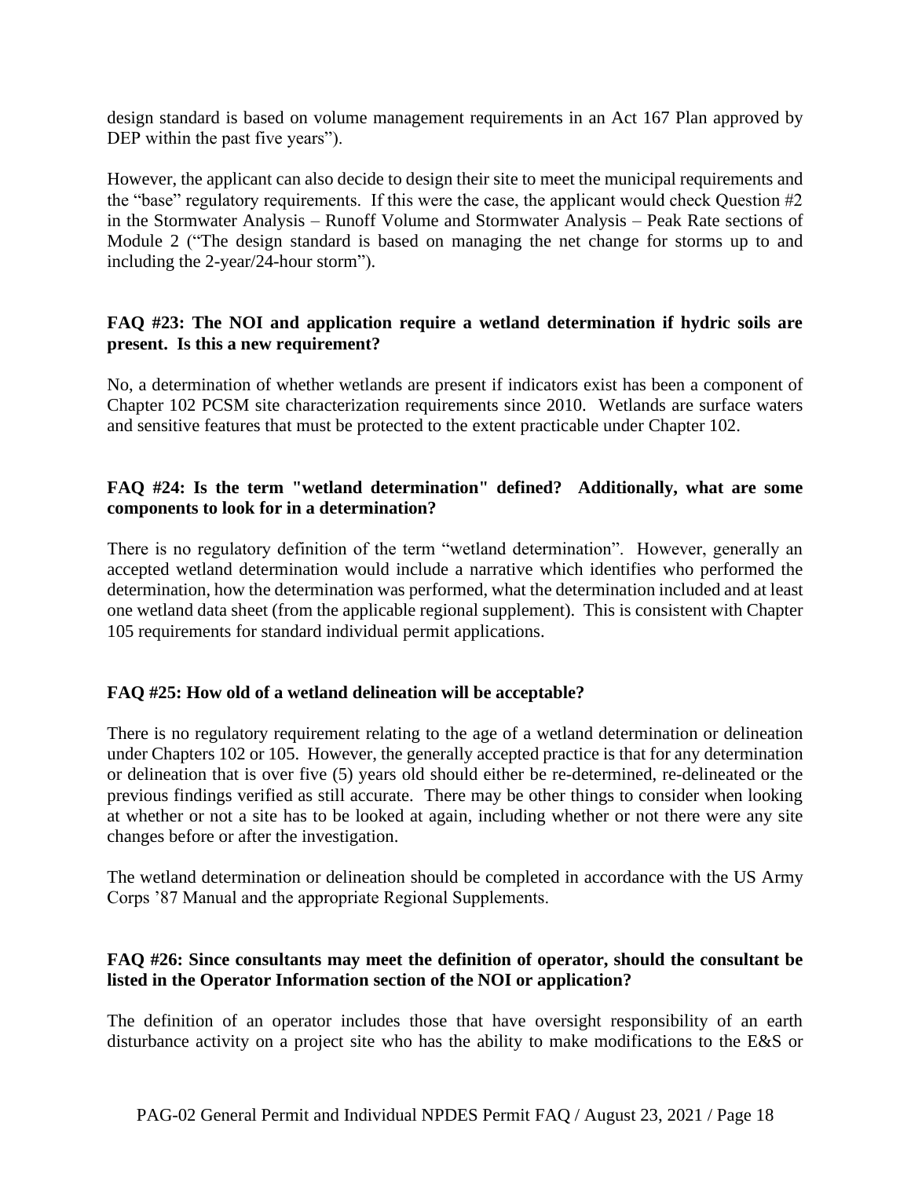design standard is based on volume management requirements in an Act 167 Plan approved by DEP within the past five years").

However, the applicant can also decide to design their site to meet the municipal requirements and the "base" regulatory requirements. If this were the case, the applicant would check Question #2 in the Stormwater Analysis – Runoff Volume and Stormwater Analysis – Peak Rate sections of Module 2 ("The design standard is based on managing the net change for storms up to and including the 2-year/24-hour storm").

**FAQ #23: The NOI and application require a wetland determination if hydric soils are present. Is this a new requirement?**

No, a determination of whether wetlands are present if indicators exist has been a component of Chapter 102 PCSM site characterization requirements since 2010. Wetlands are surface waters and sensitive features that must be protected to the extent practicable under Chapter 102.

**FAQ #24: Is the term "wetland determination" defined? Additionally, what are some components to look for in a determination?**

There is no regulatory definition of the term "wetland determination". However, generally an accepted wetland determination would include a narrative which identifies who performed the determination, how the determination was performed, what the determination included and at least one wetland data sheet (from the applicable regional supplement). This is consistent with Chapter 105 requirements for standard individual permit applications.

**FAQ #25: How old of a wetland delineation will be acceptable?**

There is no regulatory requirement relating to the age of a wetland determination or delineation under Chapters 102 or 105. However, the generally accepted practice is that for any determination or delineation that is over five (5) years old should either be re-determined, re-delineated or the previous findings verified as still accurate. There may be other things to consider when looking at whether or not a site has to be looked at again, including whether or not there were any site changes before or after the investigation.

The wetland determination or delineation should be completed in accordance with the US Army Corps '87 Manual and the appropriate Regional Supplements.

**FAQ #26: Since consultants may meet the definition of operator, should the consultant be listed in the Operator Information section of the NOI or application?**

The definition of an operator includes those that have oversight responsibility of an earth disturbance activity on a project site who has the ability to make modifications to the E&S or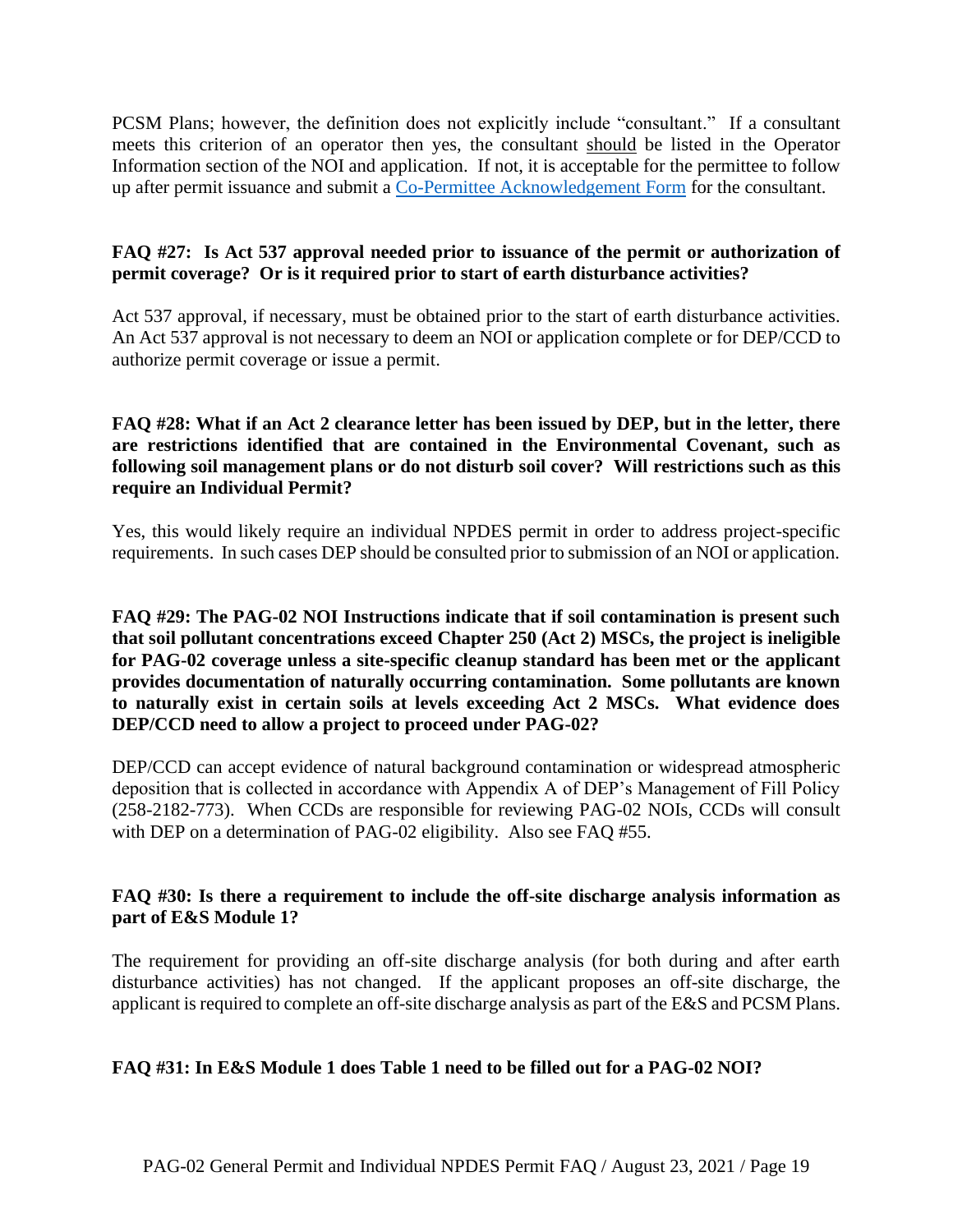PCSM Plans; however, the definition does not explicitly include "consultant." If a consultant meets this criterion of an operator then yes, the consultant should be listed in the Operator Information section of the NOI and application. If not, it is acceptable for the permittee to follow up after permit issuance and submit a Co-Permittee Acknowledgement Form for the consultant.

**FAQ #27: Is Act 537 approval needed prior to issuance of the permit or authorization of permit coverage? Or is it required prior to start of earth disturbance activities?**

Act 537 approval, if necessary, must be obtained prior to the start of earth disturbance activities. An Act 537 approval is not necessary to deem an NOI or application complete or for DEP/CCD to authorize permit coverage or issue a permit.

**FAQ #28: What if an Act 2 clearance letter has been issued by DEP, but in the letter, there are restrictions identified that are contained in the Environmental Covenant, such as following soil management plans or do not disturb soil cover? Will restrictions such as this require an Individual Permit?**

Yes, this would likely require an individual NPDES permit in order to address project-specific requirements. In such cases DEP should be consulted prior to submission of an NOI or application.

**FAQ #29: The PAG-02 NOI Instructions indicate that if soil contamination is present such that soil pollutant concentrations exceed Chapter 250 (Act 2) MSCs, the project is ineligible for PAG-02 coverage unless a site-specific cleanup standard has been met or the applicant provides documentation of naturally occurring contamination. Some pollutants are known to naturally exist in certain soils at levels exceeding Act 2 MSCs. What evidence does DEP/CCD need to allow a project to proceed under PAG-02?**

DEP/CCD can accept evidence of natural background contamination or widespread atmospheric deposition that is collected in accordance with Appendix A of DEP's Management of Fill Policy (258-2182-773). When CCDs are responsible for reviewing PAG-02 NOIs, CCDs will consult with DEP on a determination of PAG-02 eligibility. Also see FAQ #55.

**FAQ #30: Is there a requirement to include the off-site discharge analysis information as part of E&S Module 1?**

The requirement for providing an off-site discharge analysis (for both during and after earth disturbance activities) has not changed. If the applicant proposes an off-site discharge, the applicant is required to complete an off-site discharge analysis as part of the E&S and PCSM Plans.

**FAQ #31: In E&S Module 1 does Table 1 need to be filled out for a PAG-02 NOI?**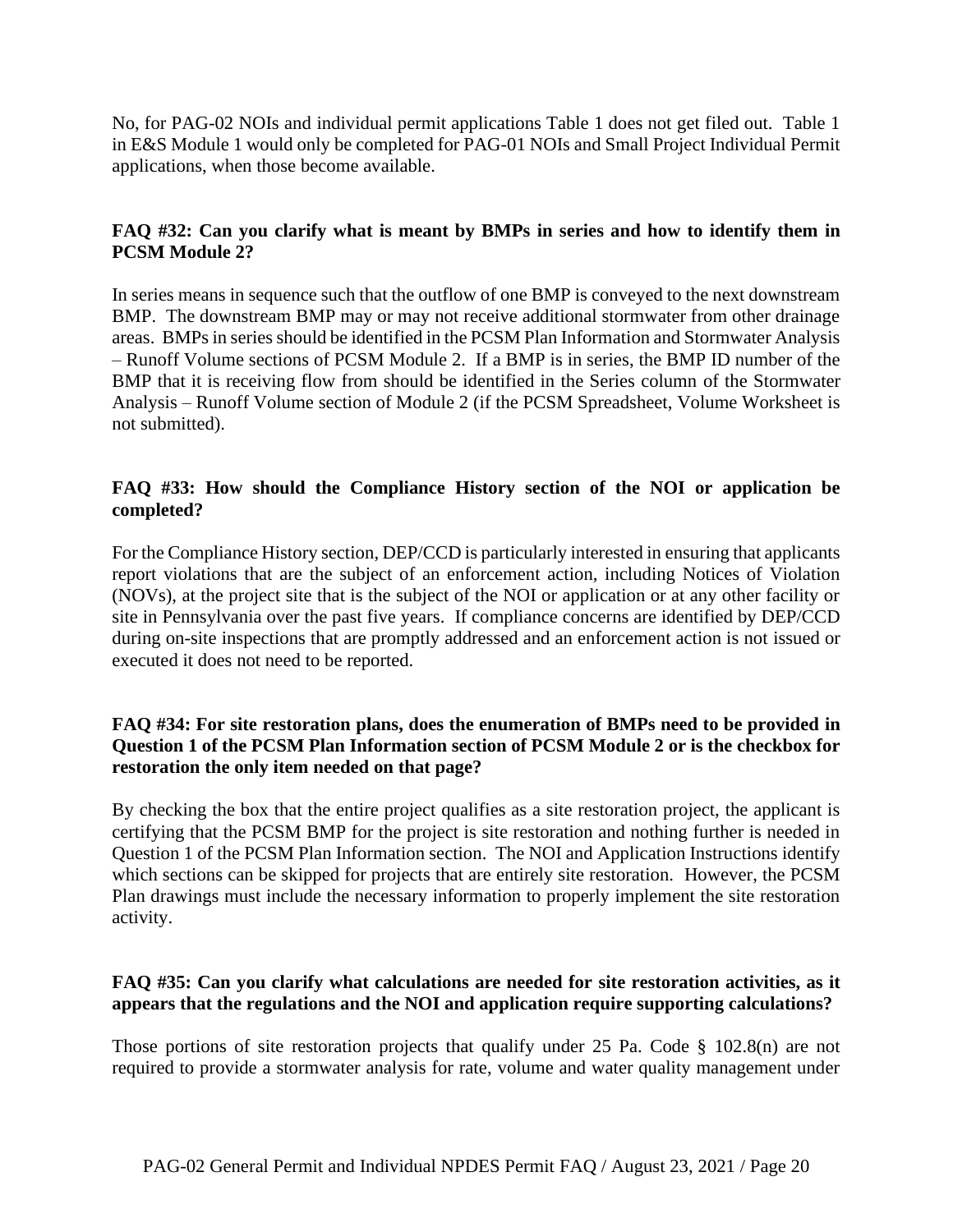No, for PAG-02 NOIs and individual permit applications Table 1 does not get filed out. Table 1 in E&S Module 1 would only be completed for PAG-01 NOIs and Small Project Individual Permit applications, when those become available.

**FAQ #32: Can you clarify what is meant by BMPs in series and how to identify them in PCSM Module 2?**

In series means in sequence such that the outflow of one BMP is conveyed to the next downstream BMP. The downstream BMP may or may not receive additional stormwater from other drainage areas. BMPs in series should be identified in the PCSM Plan Information and Stormwater Analysis – Runoff Volume sections of PCSM Module 2. If a BMP is in series, the BMP ID number of the BMP that it is receiving flow from should be identified in the Series column of the Stormwater Analysis – Runoff Volume section of Module 2 (if the PCSM Spreadsheet, Volume Worksheet is not submitted).

**FAQ #33: How should the Compliance History section of the NOI or application be completed?**

For the Compliance History section, DEP/CCD is particularly interested in ensuring that applicants report violations that are the subject of an enforcement action, including Notices of Violation (NOVs), at the project site that is the subject of the NOI or application or at any other facility or site in Pennsylvania over the past five years. If compliance concerns are identified by DEP/CCD during on-site inspections that are promptly addressed and an enforcement action is not issued or executed it does not need to be reported.

**FAQ #34: For site restoration plans, does the enumeration of BMPs need to be provided in Question 1 of the PCSM Plan Information section of PCSM Module 2 or is the checkbox for restoration the only item needed on that page?**

By checking the box that the entire project qualifies as a site restoration project, the applicant is certifying that the PCSM BMP for the project is site restoration and nothing further is needed in Question 1 of the PCSM Plan Information section. The NOI and Application Instructions identify which sections can be skipped for projects that are entirely site restoration. However, the PCSM Plan drawings must include the necessary information to properly implement the site restoration activity.

**FAQ #35: Can you clarify what calculations are needed for site restoration activities, as it appears that the regulations and the NOI and application require supporting calculations?**

Those portions of site restoration projects that qualify under 25 Pa. Code § 102.8(n) are not required to provide a stormwater analysis for rate, volume and water quality management under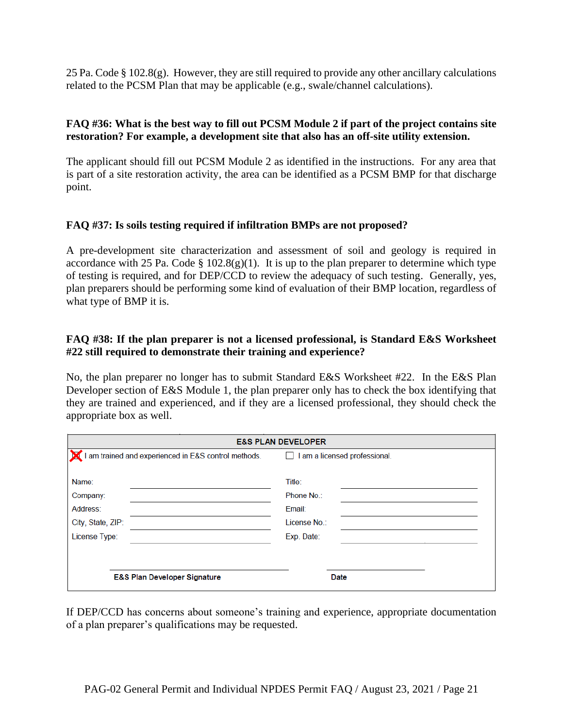25 Pa. Code § 102.8(g). However, they are still required to provide any other ancillary calculations related to the PCSM Plan that may be applicable (e.g., swale/channel calculations).

**FAQ #36: What is the best way to fill out PCSM Module 2 if part of the project contains site restoration? For example, a development site that also has an off-site utility extension.**

The applicant should fill out PCSM Module 2 as identified in the instructions. For any area that is part of a site restoration activity, the area can be identified as a PCSM BMP for that discharge point.

**FAQ #37: Is soils testing required if infiltration BMPs are not proposed?**

A pre-development site characterization and assessment of soil and geology is required in accordance with 25 Pa. Code § 102.8(g)(1). It is up to the plan preparer to determine which type of testing is required, and for DEP/CCD to review the adequacy of such testing. Generally, yes, plan preparers should be performing some kind of evaluation of their BMP location, regardless of what type of BMP it is.

**FAQ #38: If the plan preparer is not a licensed professional, is Standard E&S Worksheet #22 still required to demonstrate their training and experience?**

No, the plan preparer no longer has to submit Standard E&S Worksheet #22. In the E&S Plan Developer section of E&S Module 1, the plan preparer only has to check the box identifying that they are trained and experienced, and if they are a licensed professional, they should check the appropriate box as well.

| E&S PLAN DEVELOPER | | | |
|---|---|---|---|
| ☒ I am trained and experienced in E&S control methods. | | ☐ I am a licensed professional. | |
| Name: | | Title: | |
| Company: | | Phone No.: | |
| Address: | | Email: | |
| City, State, ZIP: | | License No.: | |
| License Type: | | Exp. Date: | |
| **E&S Plan Developer Signature** | | **Date** | |

If DEP/CCD has concerns about someone's training and experience, appropriate documentation of a plan preparer's qualifications may be requested.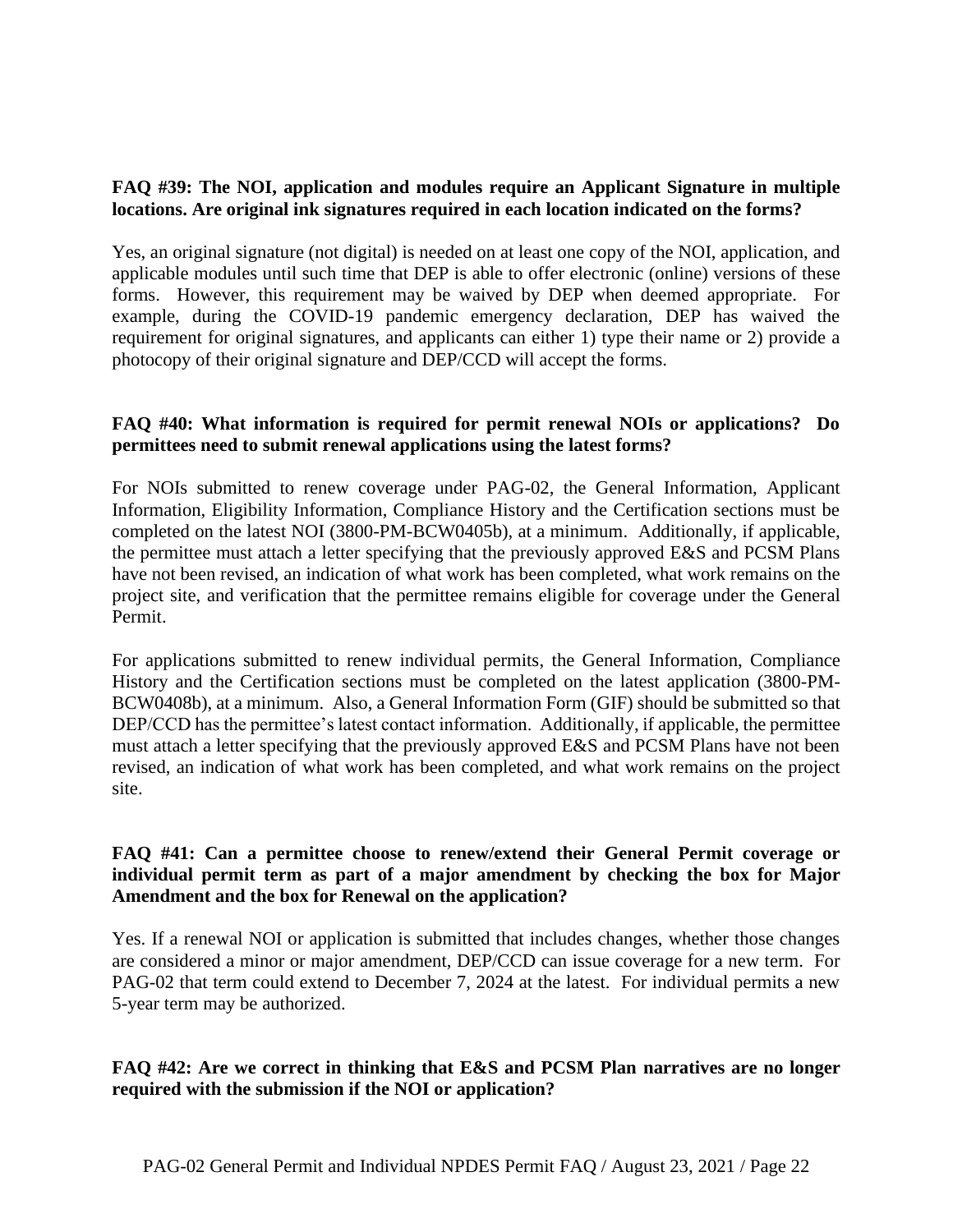**FAQ #39: The NOI, application and modules require an Applicant Signature in multiple locations. Are original ink signatures required in each location indicated on the forms?**

Yes, an original signature (not digital) is needed on at least one copy of the NOI, application, and applicable modules until such time that DEP is able to offer electronic (online) versions of these forms. However, this requirement may be waived by DEP when deemed appropriate. For example, during the COVID-19 pandemic emergency declaration, DEP has waived the requirement for original signatures, and applicants can either 1) type their name or 2) provide a photocopy of their original signature and DEP/CCD will accept the forms.

**FAQ #40: What information is required for permit renewal NOIs or applications? Do permittees need to submit renewal applications using the latest forms?**

For NOIs submitted to renew coverage under PAG-02, the General Information, Applicant Information, Eligibility Information, Compliance History and the Certification sections must be completed on the latest NOI (3800-PM-BCW0405b), at a minimum. Additionally, if applicable, the permittee must attach a letter specifying that the previously approved E&S and PCSM Plans have not been revised, an indication of what work has been completed, what work remains on the project site, and verification that the permittee remains eligible for coverage under the General Permit.

For applications submitted to renew individual permits, the General Information, Compliance History and the Certification sections must be completed on the latest application (3800-PM-BCW0408b), at a minimum. Also, a General Information Form (GIF) should be submitted so that DEP/CCD has the permittee's latest contact information. Additionally, if applicable, the permittee must attach a letter specifying that the previously approved E&S and PCSM Plans have not been revised, an indication of what work has been completed, and what work remains on the project site.

**FAQ #41: Can a permittee choose to renew/extend their General Permit coverage or individual permit term as part of a major amendment by checking the box for Major Amendment and the box for Renewal on the application?**

Yes. If a renewal NOI or application is submitted that includes changes, whether those changes are considered a minor or major amendment, DEP/CCD can issue coverage for a new term. For PAG-02 that term could extend to December 7, 2024 at the latest. For individual permits a new 5-year term may be authorized.

**FAQ #42: Are we correct in thinking that E&S and PCSM Plan narratives are no longer required with the submission if the NOI or application?**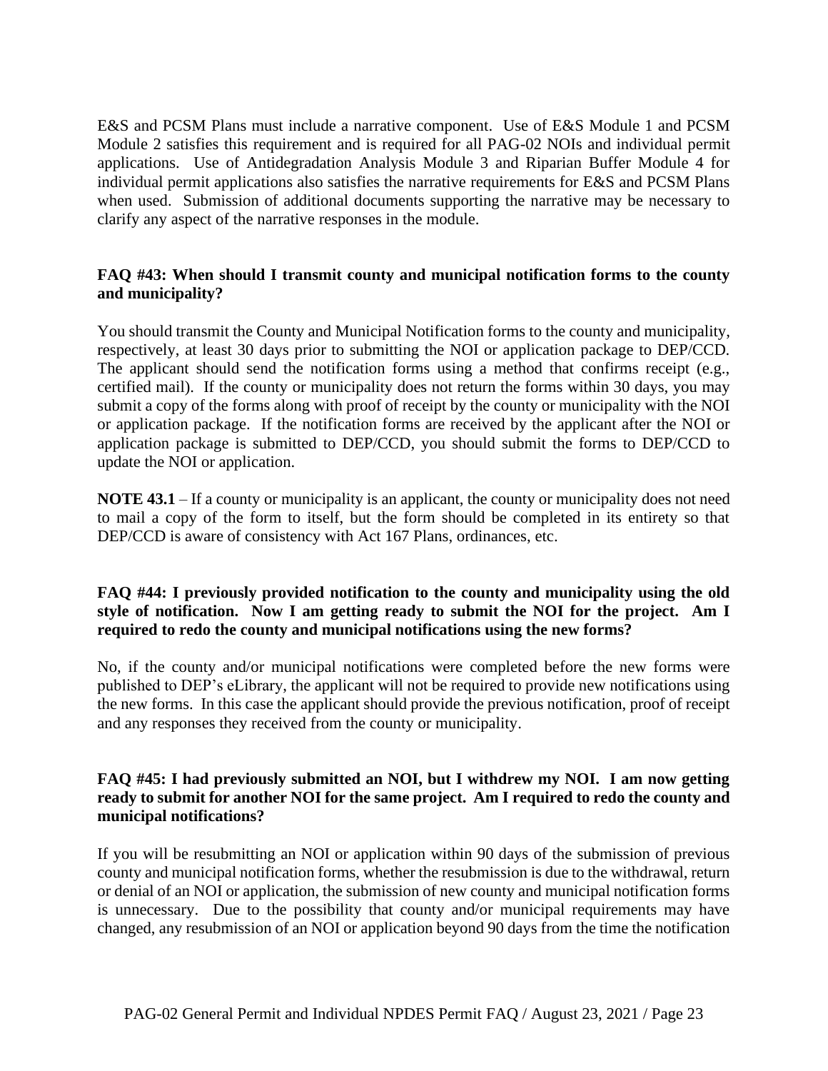E&S and PCSM Plans must include a narrative component. Use of E&S Module 1 and PCSM Module 2 satisfies this requirement and is required for all PAG-02 NOIs and individual permit applications. Use of Antidegradation Analysis Module 3 and Riparian Buffer Module 4 for individual permit applications also satisfies the narrative requirements for E&S and PCSM Plans when used. Submission of additional documents supporting the narrative may be necessary to clarify any aspect of the narrative responses in the module.

**FAQ #43: When should I transmit county and municipal notification forms to the county and municipality?**

You should transmit the County and Municipal Notification forms to the county and municipality, respectively, at least 30 days prior to submitting the NOI or application package to DEP/CCD. The applicant should send the notification forms using a method that confirms receipt (e.g., certified mail). If the county or municipality does not return the forms within 30 days, you may submit a copy of the forms along with proof of receipt by the county or municipality with the NOI or application package. If the notification forms are received by the applicant after the NOI or application package is submitted to DEP/CCD, you should submit the forms to DEP/CCD to update the NOI or application.

**NOTE 43.1** – If a county or municipality is an applicant, the county or municipality does not need to mail a copy of the form to itself, but the form should be completed in its entirety so that DEP/CCD is aware of consistency with Act 167 Plans, ordinances, etc.

**FAQ #44: I previously provided notification to the county and municipality using the old style of notification. Now I am getting ready to submit the NOI for the project. Am I required to redo the county and municipal notifications using the new forms?**

No, if the county and/or municipal notifications were completed before the new forms were published to DEP's eLibrary, the applicant will not be required to provide new notifications using the new forms. In this case the applicant should provide the previous notification, proof of receipt and any responses they received from the county or municipality.

**FAQ #45: I had previously submitted an NOI, but I withdrew my NOI. I am now getting ready to submit for another NOI for the same project. Am I required to redo the county and municipal notifications?**

If you will be resubmitting an NOI or application within 90 days of the submission of previous county and municipal notification forms, whether the resubmission is due to the withdrawal, return or denial of an NOI or application, the submission of new county and municipal notification forms is unnecessary. Due to the possibility that county and/or municipal requirements may have changed, any resubmission of an NOI or application beyond 90 days from the time the notification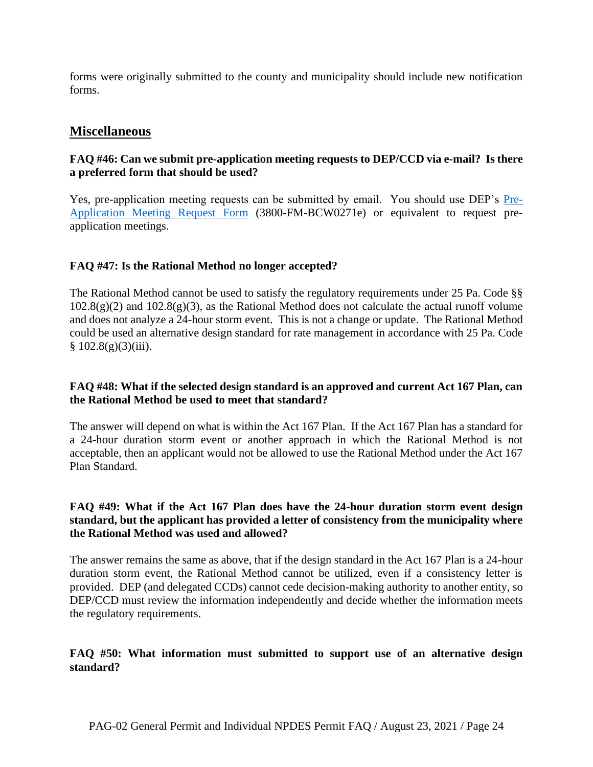forms were originally submitted to the county and municipality should include new notification forms.

## Miscellaneous

**FAQ #46: Can we submit pre-application meeting requests to DEP/CCD via e-mail? Is there a preferred form that should be used?**

Yes, pre-application meeting requests can be submitted by email. You should use DEP's Pre-Application Meeting Request Form (3800-FM-BCW0271e) or equivalent to request pre-application meetings.

**FAQ #47: Is the Rational Method no longer accepted?**

The Rational Method cannot be used to satisfy the regulatory requirements under 25 Pa. Code §§ 102.8(g)(2) and 102.8(g)(3), as the Rational Method does not calculate the actual runoff volume and does not analyze a 24-hour storm event. This is not a change or update. The Rational Method could be used an alternative design standard for rate management in accordance with 25 Pa. Code § 102.8(g)(3)(iii).

**FAQ #48: What if the selected design standard is an approved and current Act 167 Plan, can the Rational Method be used to meet that standard?**

The answer will depend on what is within the Act 167 Plan. If the Act 167 Plan has a standard for a 24-hour duration storm event or another approach in which the Rational Method is not acceptable, then an applicant would not be allowed to use the Rational Method under the Act 167 Plan Standard.

**FAQ #49: What if the Act 167 Plan does have the 24-hour duration storm event design standard, but the applicant has provided a letter of consistency from the municipality where the Rational Method was used and allowed?**

The answer remains the same as above, that if the design standard in the Act 167 Plan is a 24-hour duration storm event, the Rational Method cannot be utilized, even if a consistency letter is provided. DEP (and delegated CCDs) cannot cede decision-making authority to another entity, so DEP/CCD must review the information independently and decide whether the information meets the regulatory requirements.

**FAQ #50: What information must submitted to support use of an alternative design standard?**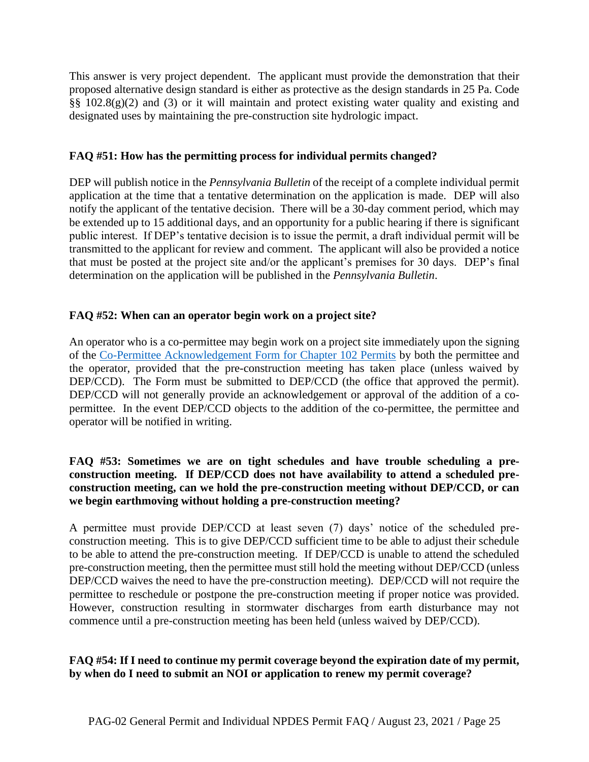This answer is very project dependent. The applicant must provide the demonstration that their proposed alternative design standard is either as protective as the design standards in 25 Pa. Code §§ 102.8(g)(2) and (3) or it will maintain and protect existing water quality and existing and designated uses by maintaining the pre-construction site hydrologic impact.

**FAQ #51: How has the permitting process for individual permits changed?**

DEP will publish notice in the *Pennsylvania Bulletin* of the receipt of a complete individual permit application at the time that a tentative determination on the application is made. DEP will also notify the applicant of the tentative decision. There will be a 30-day comment period, which may be extended up to 15 additional days, and an opportunity for a public hearing if there is significant public interest. If DEP's tentative decision is to issue the permit, a draft individual permit will be transmitted to the applicant for review and comment. The applicant will also be provided a notice that must be posted at the project site and/or the applicant's premises for 30 days. DEP's final determination on the application will be published in the *Pennsylvania Bulletin*.

**FAQ #52: When can an operator begin work on a project site?**

An operator who is a co-permittee may begin work on a project site immediately upon the signing of the Co-Permittee Acknowledgement Form for Chapter 102 Permits by both the permittee and the operator, provided that the pre-construction meeting has taken place (unless waived by DEP/CCD). The Form must be submitted to DEP/CCD (the office that approved the permit). DEP/CCD will not generally provide an acknowledgement or approval of the addition of a co-permittee. In the event DEP/CCD objects to the addition of the co-permittee, the permittee and operator will be notified in writing.

**FAQ #53: Sometimes we are on tight schedules and have trouble scheduling a pre-construction meeting. If DEP/CCD does not have availability to attend a scheduled pre-construction meeting, can we hold the pre-construction meeting without DEP/CCD, or can we begin earthmoving without holding a pre-construction meeting?**

A permittee must provide DEP/CCD at least seven (7) days' notice of the scheduled pre-construction meeting. This is to give DEP/CCD sufficient time to be able to adjust their schedule to be able to attend the pre-construction meeting. If DEP/CCD is unable to attend the scheduled pre-construction meeting, then the permittee must still hold the meeting without DEP/CCD (unless DEP/CCD waives the need to have the pre-construction meeting). DEP/CCD will not require the permittee to reschedule or postpone the pre-construction meeting if proper notice was provided. However, construction resulting in stormwater discharges from earth disturbance may not commence until a pre-construction meeting has been held (unless waived by DEP/CCD).

**FAQ #54: If I need to continue my permit coverage beyond the expiration date of my permit, by when do I need to submit an NOI or application to renew my permit coverage?**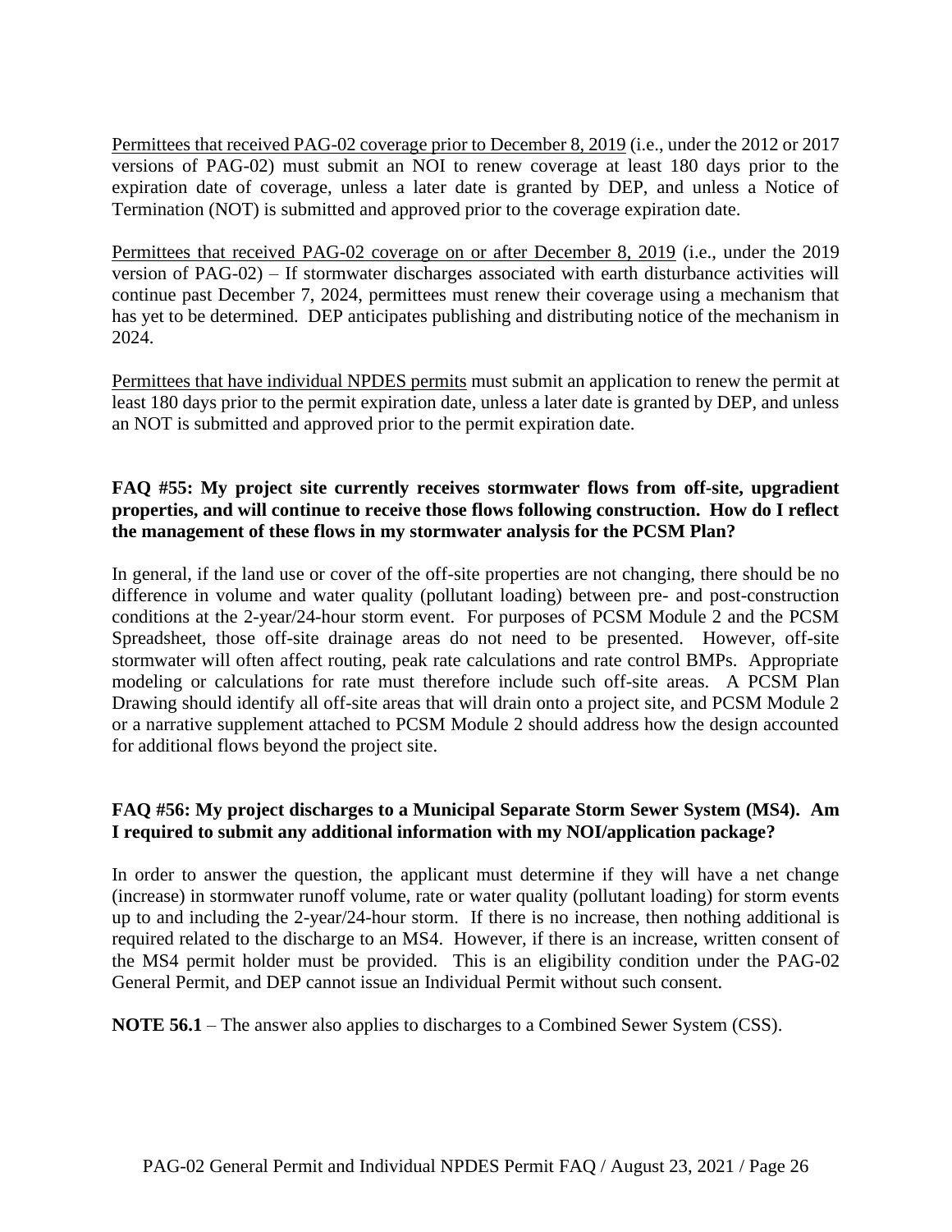Permittees that received PAG-02 coverage prior to December 8, 2019 (i.e., under the 2012 or 2017 versions of PAG-02) must submit an NOI to renew coverage at least 180 days prior to the expiration date of coverage, unless a later date is granted by DEP, and unless a Notice of Termination (NOT) is submitted and approved prior to the coverage expiration date.

Permittees that received PAG-02 coverage on or after December 8, 2019 (i.e., under the 2019 version of PAG-02) – If stormwater discharges associated with earth disturbance activities will continue past December 7, 2024, permittees must renew their coverage using a mechanism that has yet to be determined. DEP anticipates publishing and distributing notice of the mechanism in 2024.

Permittees that have individual NPDES permits must submit an application to renew the permit at least 180 days prior to the permit expiration date, unless a later date is granted by DEP, and unless an NOT is submitted and approved prior to the permit expiration date.

**FAQ #55: My project site currently receives stormwater flows from off-site, upgradient properties, and will continue to receive those flows following construction. How do I reflect the management of these flows in my stormwater analysis for the PCSM Plan?**

In general, if the land use or cover of the off-site properties are not changing, there should be no difference in volume and water quality (pollutant loading) between pre- and post-construction conditions at the 2-year/24-hour storm event. For purposes of PCSM Module 2 and the PCSM Spreadsheet, those off-site drainage areas do not need to be presented. However, off-site stormwater will often affect routing, peak rate calculations and rate control BMPs. Appropriate modeling or calculations for rate must therefore include such off-site areas. A PCSM Plan Drawing should identify all off-site areas that will drain onto a project site, and PCSM Module 2 or a narrative supplement attached to PCSM Module 2 should address how the design accounted for additional flows beyond the project site.

**FAQ #56: My project discharges to a Municipal Separate Storm Sewer System (MS4). Am I required to submit any additional information with my NOI/application package?**

In order to answer the question, the applicant must determine if they will have a net change (increase) in stormwater runoff volume, rate or water quality (pollutant loading) for storm events up to and including the 2-year/24-hour storm. If there is no increase, then nothing additional is required related to the discharge to an MS4. However, if there is an increase, written consent of the MS4 permit holder must be provided. This is an eligibility condition under the PAG-02 General Permit, and DEP cannot issue an Individual Permit without such consent.

**NOTE 56.1** – The answer also applies to discharges to a Combined Sewer System (CSS).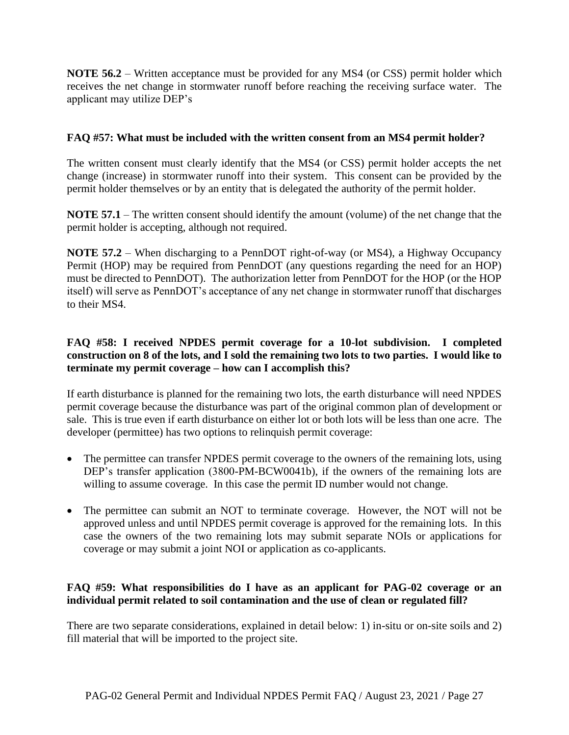**NOTE 56.2** – Written acceptance must be provided for any MS4 (or CSS) permit holder which receives the net change in stormwater runoff before reaching the receiving surface water. The applicant may utilize DEP's

### FAQ #57: What must be included with the written consent from an MS4 permit holder?

The written consent must clearly identify that the MS4 (or CSS) permit holder accepts the net change (increase) in stormwater runoff into their system. This consent can be provided by the permit holder themselves or by an entity that is delegated the authority of the permit holder.

**NOTE 57.1** – The written consent should identify the amount (volume) of the net change that the permit holder is accepting, although not required.

**NOTE 57.2** – When discharging to a PennDOT right-of-way (or MS4), a Highway Occupancy Permit (HOP) may be required from PennDOT (any questions regarding the need for an HOP) must be directed to PennDOT). The authorization letter from PennDOT for the HOP (or the HOP itself) will serve as PennDOT's acceptance of any net change in stormwater runoff that discharges to their MS4.

### FAQ #58: I received NPDES permit coverage for a 10-lot subdivision. I completed construction on 8 of the lots, and I sold the remaining two lots to two parties. I would like to terminate my permit coverage – how can I accomplish this?

If earth disturbance is planned for the remaining two lots, the earth disturbance will need NPDES permit coverage because the disturbance was part of the original common plan of development or sale. This is true even if earth disturbance on either lot or both lots will be less than one acre. The developer (permittee) has two options to relinquish permit coverage:

- The permittee can transfer NPDES permit coverage to the owners of the remaining lots, using DEP's transfer application (3800-PM-BCW0041b), if the owners of the remaining lots are willing to assume coverage. In this case the permit ID number would not change.
- The permittee can submit an NOT to terminate coverage. However, the NOT will not be approved unless and until NPDES permit coverage is approved for the remaining lots. In this case the owners of the two remaining lots may submit separate NOIs or applications for coverage or may submit a joint NOI or application as co-applicants.

### FAQ #59: What responsibilities do I have as an applicant for PAG-02 coverage or an individual permit related to soil contamination and the use of clean or regulated fill?

There are two separate considerations, explained in detail below: 1) in-situ or on-site soils and 2) fill material that will be imported to the project site.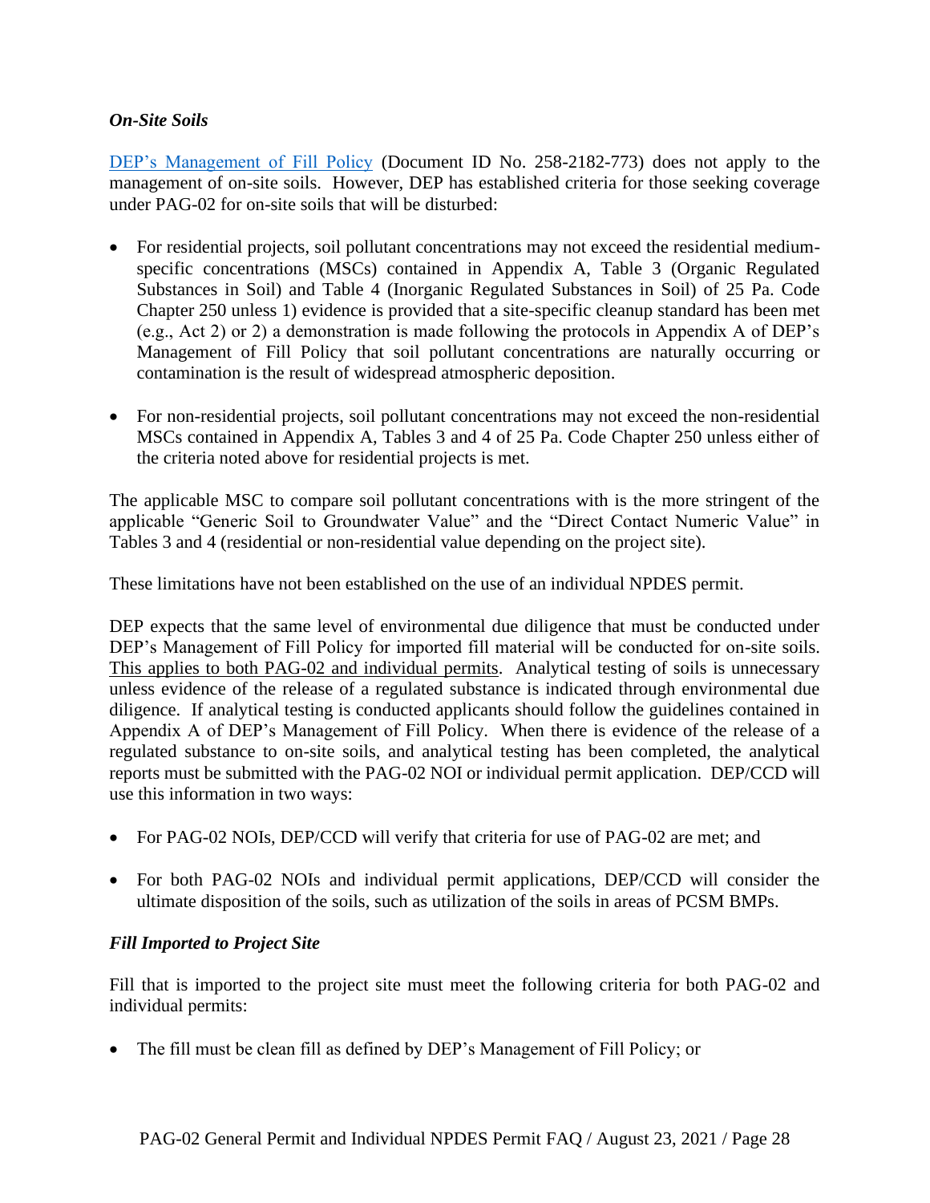***On-Site Soils***

DEP's Management of Fill Policy (Document ID No. 258-2182-773) does not apply to the management of on-site soils. However, DEP has established criteria for those seeking coverage under PAG-02 for on-site soils that will be disturbed:

- For residential projects, soil pollutant concentrations may not exceed the residential medium-specific concentrations (MSCs) contained in Appendix A, Table 3 (Organic Regulated Substances in Soil) and Table 4 (Inorganic Regulated Substances in Soil) of 25 Pa. Code Chapter 250 unless 1) evidence is provided that a site-specific cleanup standard has been met (e.g., Act 2) or 2) a demonstration is made following the protocols in Appendix A of DEP's Management of Fill Policy that soil pollutant concentrations are naturally occurring or contamination is the result of widespread atmospheric deposition.

- For non-residential projects, soil pollutant concentrations may not exceed the non-residential MSCs contained in Appendix A, Tables 3 and 4 of 25 Pa. Code Chapter 250 unless either of the criteria noted above for residential projects is met.

The applicable MSC to compare soil pollutant concentrations with is the more stringent of the applicable "Generic Soil to Groundwater Value" and the "Direct Contact Numeric Value" in Tables 3 and 4 (residential or non-residential value depending on the project site).

These limitations have not been established on the use of an individual NPDES permit.

DEP expects that the same level of environmental due diligence that must be conducted under DEP's Management of Fill Policy for imported fill material will be conducted for on-site soils. This applies to both PAG-02 and individual permits. Analytical testing of soils is unnecessary unless evidence of the release of a regulated substance is indicated through environmental due diligence. If analytical testing is conducted applicants should follow the guidelines contained in Appendix A of DEP's Management of Fill Policy. When there is evidence of the release of a regulated substance to on-site soils, and analytical testing has been completed, the analytical reports must be submitted with the PAG-02 NOI or individual permit application. DEP/CCD will use this information in two ways:

- For PAG-02 NOIs, DEP/CCD will verify that criteria for use of PAG-02 are met; and

- For both PAG-02 NOIs and individual permit applications, DEP/CCD will consider the ultimate disposition of the soils, such as utilization of the soils in areas of PCSM BMPs.

***Fill Imported to Project Site***

Fill that is imported to the project site must meet the following criteria for both PAG-02 and individual permits:

- The fill must be clean fill as defined by DEP's Management of Fill Policy; or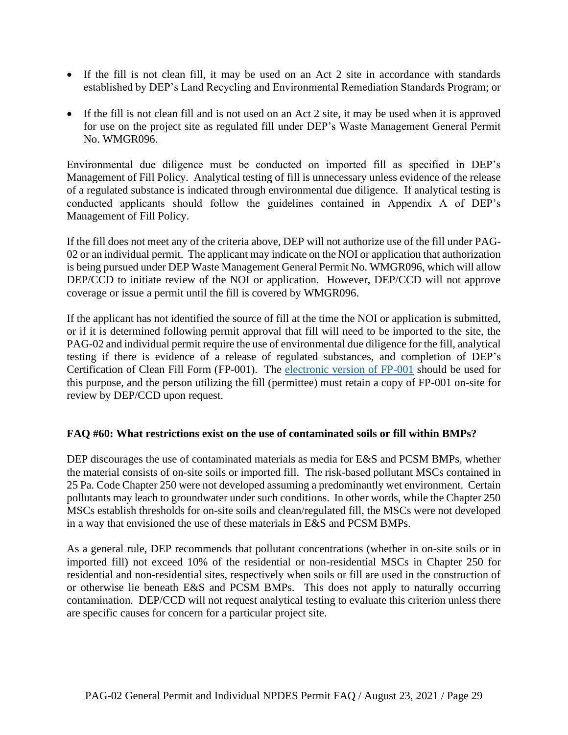- If the fill is not clean fill, it may be used on an Act 2 site in accordance with standards established by DEP's Land Recycling and Environmental Remediation Standards Program; or

- If the fill is not clean fill and is not used on an Act 2 site, it may be used when it is approved for use on the project site as regulated fill under DEP's Waste Management General Permit No. WMGR096.

Environmental due diligence must be conducted on imported fill as specified in DEP's Management of Fill Policy. Analytical testing of fill is unnecessary unless evidence of the release of a regulated substance is indicated through environmental due diligence. If analytical testing is conducted applicants should follow the guidelines contained in Appendix A of DEP's Management of Fill Policy.

If the fill does not meet any of the criteria above, DEP will not authorize use of the fill under PAG-02 or an individual permit. The applicant may indicate on the NOI or application that authorization is being pursued under DEP Waste Management General Permit No. WMGR096, which will allow DEP/CCD to initiate review of the NOI or application. However, DEP/CCD will not approve coverage or issue a permit until the fill is covered by WMGR096.

If the applicant has not identified the source of fill at the time the NOI or application is submitted, or if it is determined following permit approval that fill will need to be imported to the site, the PAG-02 and individual permit require the use of environmental due diligence for the fill, analytical testing if there is evidence of a release of regulated substances, and completion of DEP's Certification of Clean Fill Form (FP-001). The electronic version of FP-001 should be used for this purpose, and the person utilizing the fill (permittee) must retain a copy of FP-001 on-site for review by DEP/CCD upon request.

**FAQ #60: What restrictions exist on the use of contaminated soils or fill within BMPs?**

DEP discourages the use of contaminated materials as media for E&S and PCSM BMPs, whether the material consists of on-site soils or imported fill. The risk-based pollutant MSCs contained in 25 Pa. Code Chapter 250 were not developed assuming a predominantly wet environment. Certain pollutants may leach to groundwater under such conditions. In other words, while the Chapter 250 MSCs establish thresholds for on-site soils and clean/regulated fill, the MSCs were not developed in a way that envisioned the use of these materials in E&S and PCSM BMPs.

As a general rule, DEP recommends that pollutant concentrations (whether in on-site soils or in imported fill) not exceed 10% of the residential or non-residential MSCs in Chapter 250 for residential and non-residential sites, respectively when soils or fill are used in the construction of or otherwise lie beneath E&S and PCSM BMPs. This does not apply to naturally occurring contamination. DEP/CCD will not request analytical testing to evaluate this criterion unless there are specific causes for concern for a particular project site.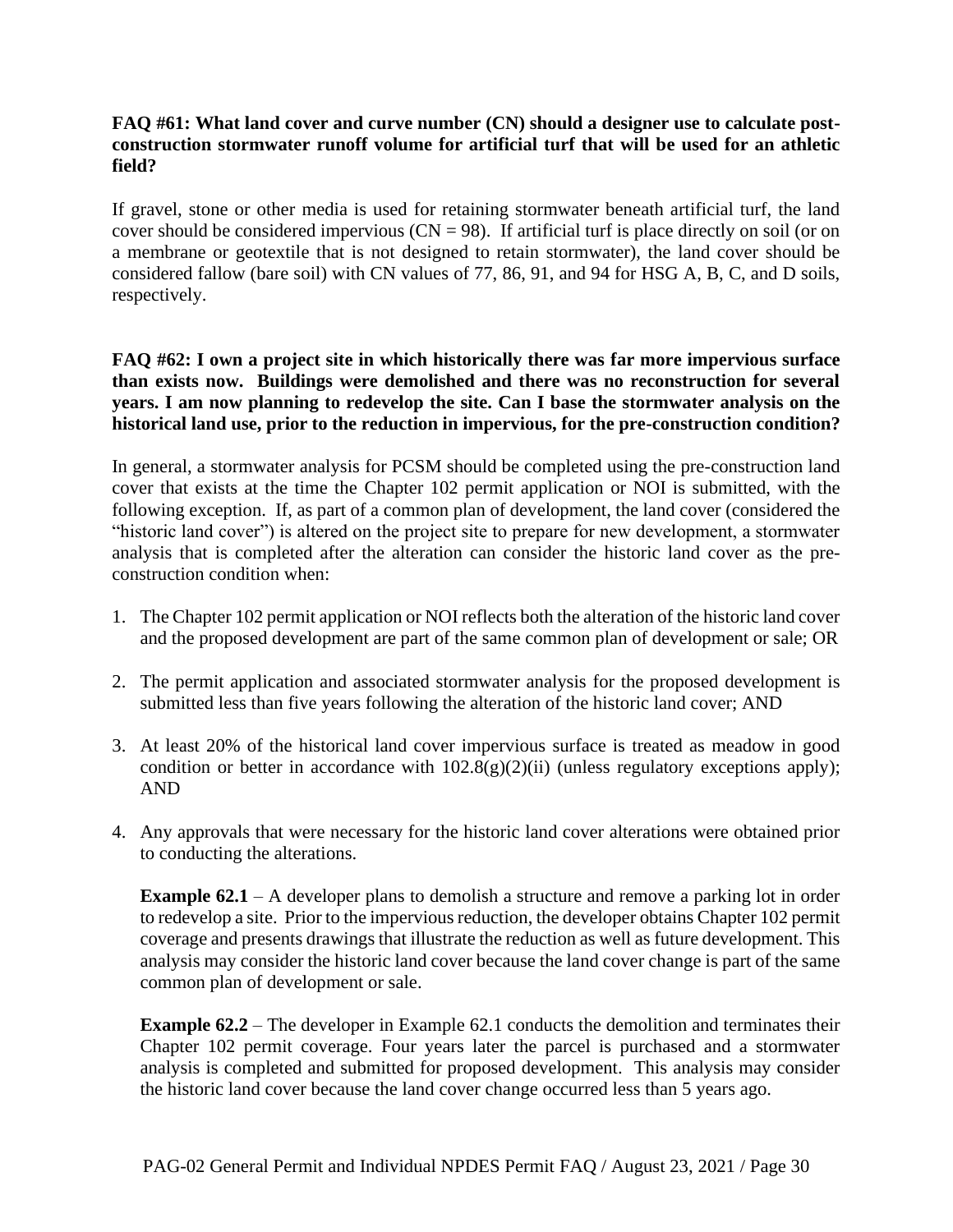**FAQ #61: What land cover and curve number (CN) should a designer use to calculate post-construction stormwater runoff volume for artificial turf that will be used for an athletic field?**

If gravel, stone or other media is used for retaining stormwater beneath artificial turf, the land cover should be considered impervious (CN = 98). If artificial turf is place directly on soil (or on a membrane or geotextile that is not designed to retain stormwater), the land cover should be considered fallow (bare soil) with CN values of 77, 86, 91, and 94 for HSG A, B, C, and D soils, respectively.

**FAQ #62: I own a project site in which historically there was far more impervious surface than exists now. Buildings were demolished and there was no reconstruction for several years. I am now planning to redevelop the site. Can I base the stormwater analysis on the historical land use, prior to the reduction in impervious, for the pre-construction condition?**

In general, a stormwater analysis for PCSM should be completed using the pre-construction land cover that exists at the time the Chapter 102 permit application or NOI is submitted, with the following exception. If, as part of a common plan of development, the land cover (considered the "historic land cover") is altered on the project site to prepare for new development, a stormwater analysis that is completed after the alteration can consider the historic land cover as the pre-construction condition when:

1. The Chapter 102 permit application or NOI reflects both the alteration of the historic land cover and the proposed development are part of the same common plan of development or sale; OR
2. The permit application and associated stormwater analysis for the proposed development is submitted less than five years following the alteration of the historic land cover; AND
3. At least 20% of the historical land cover impervious surface is treated as meadow in good condition or better in accordance with 102.8(g)(2)(ii) (unless regulatory exceptions apply); AND
4. Any approvals that were necessary for the historic land cover alterations were obtained prior to conducting the alterations.

**Example 62.1** – A developer plans to demolish a structure and remove a parking lot in order to redevelop a site. Prior to the impervious reduction, the developer obtains Chapter 102 permit coverage and presents drawings that illustrate the reduction as well as future development. This analysis may consider the historic land cover because the land cover change is part of the same common plan of development or sale.

**Example 62.2** – The developer in Example 62.1 conducts the demolition and terminates their Chapter 102 permit coverage. Four years later the parcel is purchased and a stormwater analysis is completed and submitted for proposed development. This analysis may consider the historic land cover because the land cover change occurred less than 5 years ago.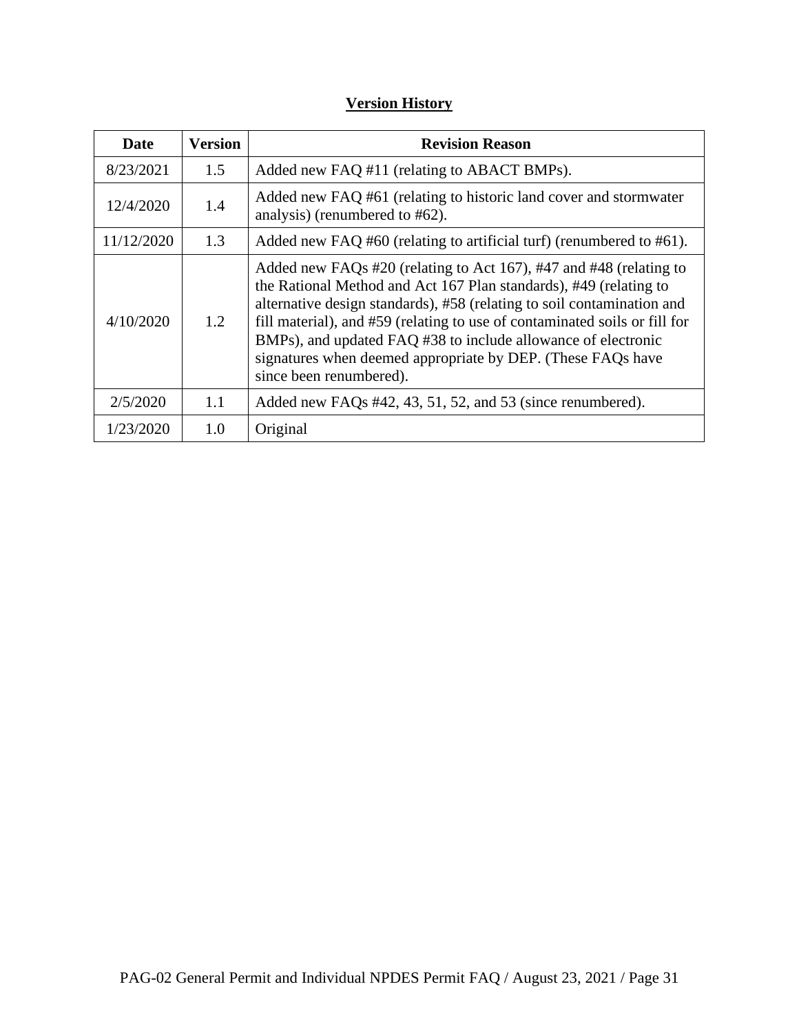## Version History

| Date | Version | Revision Reason |
|---|---|---|
| 8/23/2021 | 1.5 | Added new FAQ #11 (relating to ABACT BMPs). |
| 12/4/2020 | 1.4 | Added new FAQ #61 (relating to historic land cover and stormwater analysis) (renumbered to #62). |
| 11/12/2020 | 1.3 | Added new FAQ #60 (relating to artificial turf) (renumbered to #61). |
| 4/10/2020 | 1.2 | Added new FAQs #20 (relating to Act 167), #47 and #48 (relating to the Rational Method and Act 167 Plan standards), #49 (relating to alternative design standards), #58 (relating to soil contamination and fill material), and #59 (relating to use of contaminated soils or fill for BMPs), and updated FAQ #38 to include allowance of electronic signatures when deemed appropriate by DEP. (These FAQs have since been renumbered). |
| 2/5/2020 | 1.1 | Added new FAQs #42, 43, 51, 52, and 53 (since renumbered). |
| 1/23/2020 | 1.0 | Original |